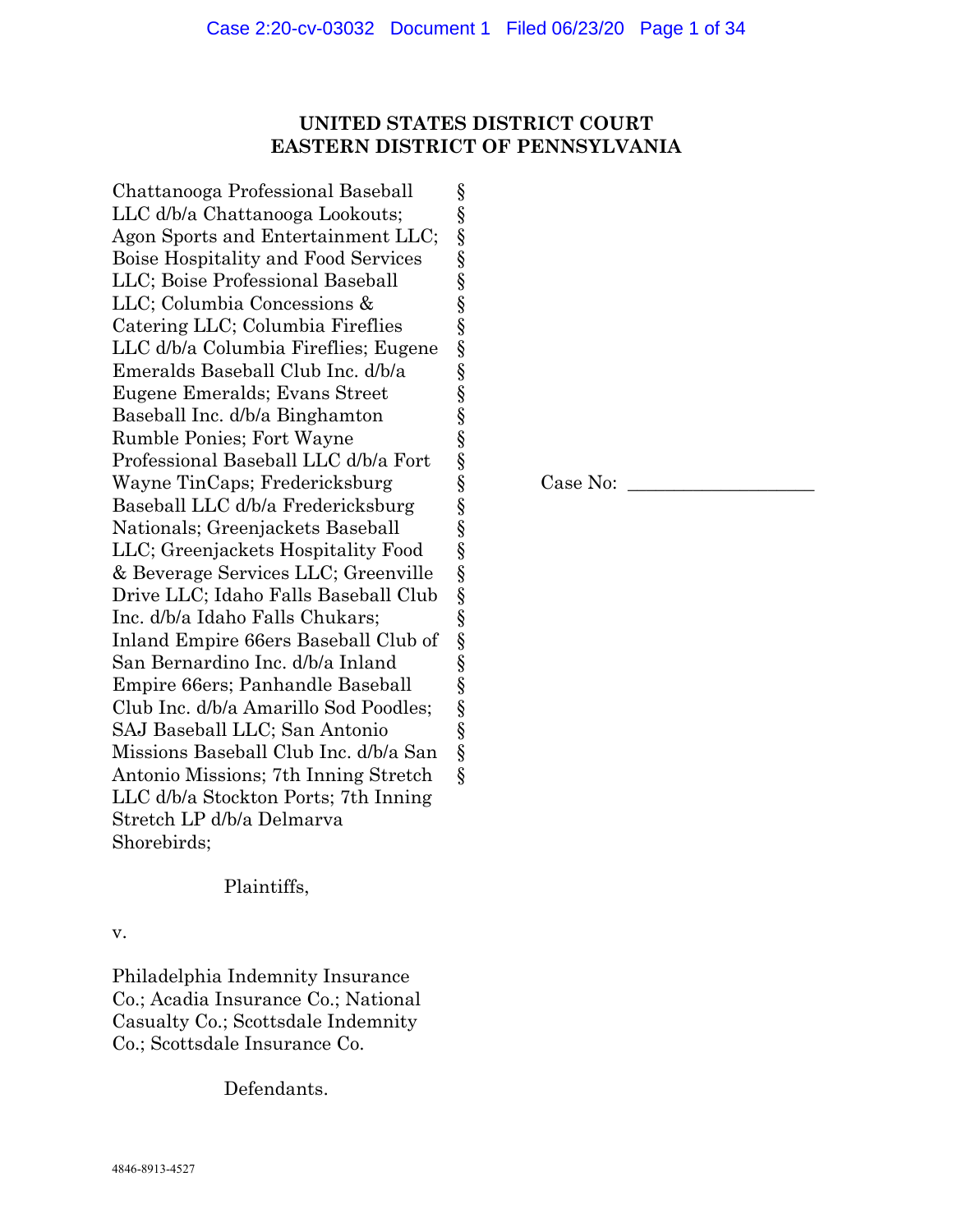**UNITED STATES DISTRICT COURT**
**EASTERN DISTRICT OF PENNSYLVANIA**

Chattanooga Professional Baseball LLC d/b/a Chattanooga Lookouts; Agon Sports and Entertainment LLC; Boise Hospitality and Food Services LLC; Boise Professional Baseball LLC; Columbia Concessions & Catering LLC; Columbia Fireflies LLC d/b/a Columbia Fireflies; Eugene Emeralds Baseball Club Inc. d/b/a Eugene Emeralds; Evans Street Baseball Inc. d/b/a Binghamton Rumble Ponies; Fort Wayne Professional Baseball LLC d/b/a Fort Wayne TinCaps; Fredericksburg Baseball LLC d/b/a Fredericksburg Nationals; Greenjackets Baseball LLC; Greenjackets Hospitality Food & Beverage Services LLC; Greenville Drive LLC; Idaho Falls Baseball Club Inc. d/b/a Idaho Falls Chukars; Inland Empire 66ers Baseball Club of San Bernardino Inc. d/b/a Inland Empire 66ers; Panhandle Baseball Club Inc. d/b/a Amarillo Sod Poodles; SAJ Baseball LLC; San Antonio Missions Baseball Club Inc. d/b/a San Antonio Missions; 7th Inning Stretch LLC d/b/a Stockton Ports; 7th Inning Stretch LP d/b/a Delmarva Shorebirds;

Plaintiffs,

v.

Philadelphia Indemnity Insurance Co.; Acadia Insurance Co.; National Casualty Co.; Scottsdale Indemnity Co.; Scottsdale Insurance Co.

Defendants.

Case No: ____________________

4846-8913-4527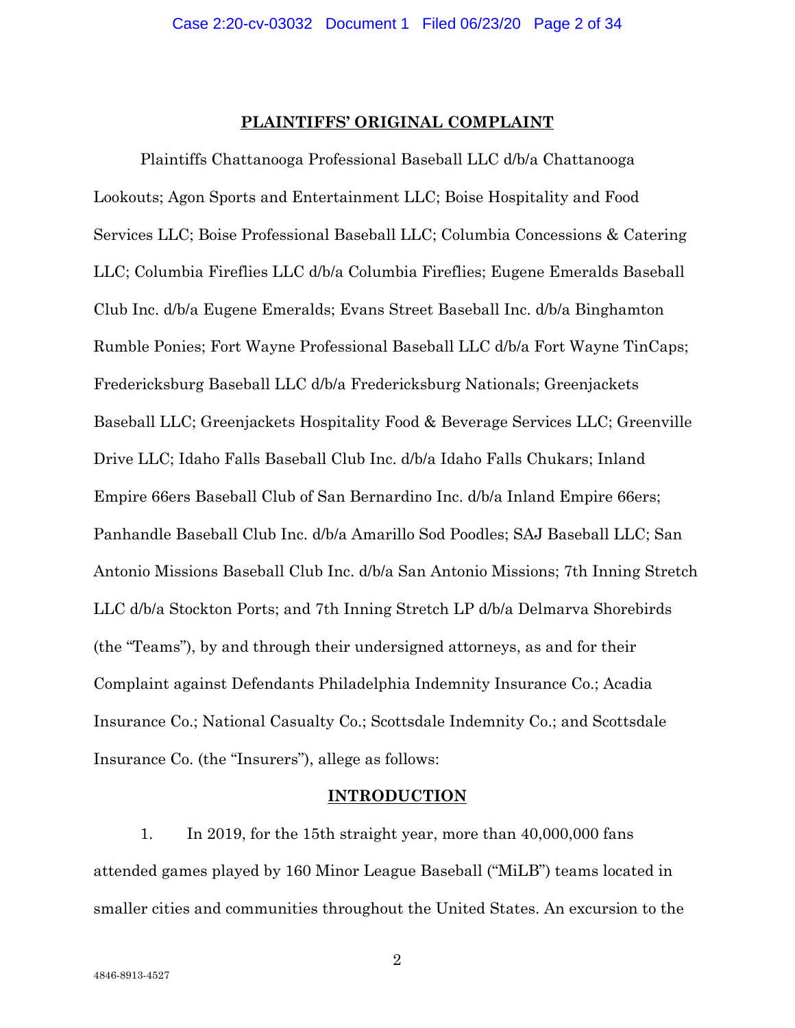## PLAINTIFFS' ORIGINAL COMPLAINT

Plaintiffs Chattanooga Professional Baseball LLC d/b/a Chattanooga Lookouts; Agon Sports and Entertainment LLC; Boise Hospitality and Food Services LLC; Boise Professional Baseball LLC; Columbia Concessions & Catering LLC; Columbia Fireflies LLC d/b/a Columbia Fireflies; Eugene Emeralds Baseball Club Inc. d/b/a Eugene Emeralds; Evans Street Baseball Inc. d/b/a Binghamton Rumble Ponies; Fort Wayne Professional Baseball LLC d/b/a Fort Wayne TinCaps; Fredericksburg Baseball LLC d/b/a Fredericksburg Nationals; Greenjackets Baseball LLC; Greenjackets Hospitality Food & Beverage Services LLC; Greenville Drive LLC; Idaho Falls Baseball Club Inc. d/b/a Idaho Falls Chukars; Inland Empire 66ers Baseball Club of San Bernardino Inc. d/b/a Inland Empire 66ers; Panhandle Baseball Club Inc. d/b/a Amarillo Sod Poodles; SAJ Baseball LLC; San Antonio Missions Baseball Club Inc. d/b/a San Antonio Missions; 7th Inning Stretch LLC d/b/a Stockton Ports; and 7th Inning Stretch LP d/b/a Delmarva Shorebirds (the "Teams"), by and through their undersigned attorneys, as and for their Complaint against Defendants Philadelphia Indemnity Insurance Co.; Acadia Insurance Co.; National Casualty Co.; Scottsdale Indemnity Co.; and Scottsdale Insurance Co. (the "Insurers"), allege as follows:

## INTRODUCTION

1. In 2019, for the 15th straight year, more than 40,000,000 fans attended games played by 160 Minor League Baseball ("MiLB") teams located in smaller cities and communities throughout the United States. An excursion to the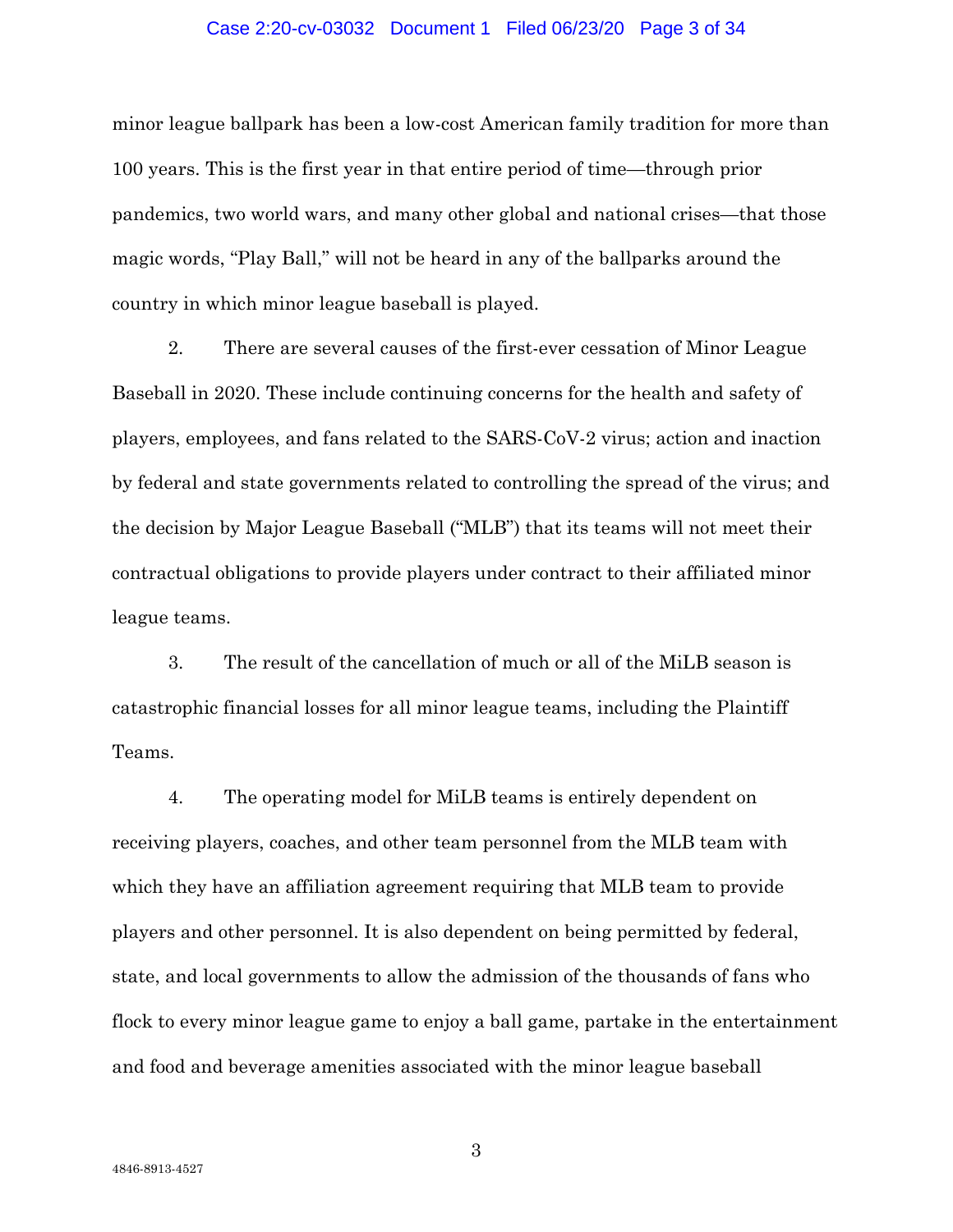minor league ballpark has been a low-cost American family tradition for more than 100 years. This is the first year in that entire period of time—through prior pandemics, two world wars, and many other global and national crises—that those magic words, "Play Ball," will not be heard in any of the ballparks around the country in which minor league baseball is played.

2. There are several causes of the first-ever cessation of Minor League Baseball in 2020. These include continuing concerns for the health and safety of players, employees, and fans related to the SARS-CoV-2 virus; action and inaction by federal and state governments related to controlling the spread of the virus; and the decision by Major League Baseball ("MLB") that its teams will not meet their contractual obligations to provide players under contract to their affiliated minor league teams.

3. The result of the cancellation of much or all of the MiLB season is catastrophic financial losses for all minor league teams, including the Plaintiff Teams.

4. The operating model for MiLB teams is entirely dependent on receiving players, coaches, and other team personnel from the MLB team with which they have an affiliation agreement requiring that MLB team to provide players and other personnel. It is also dependent on being permitted by federal, state, and local governments to allow the admission of the thousands of fans who flock to every minor league game to enjoy a ball game, partake in the entertainment and food and beverage amenities associated with the minor league baseball

4846-8913-4527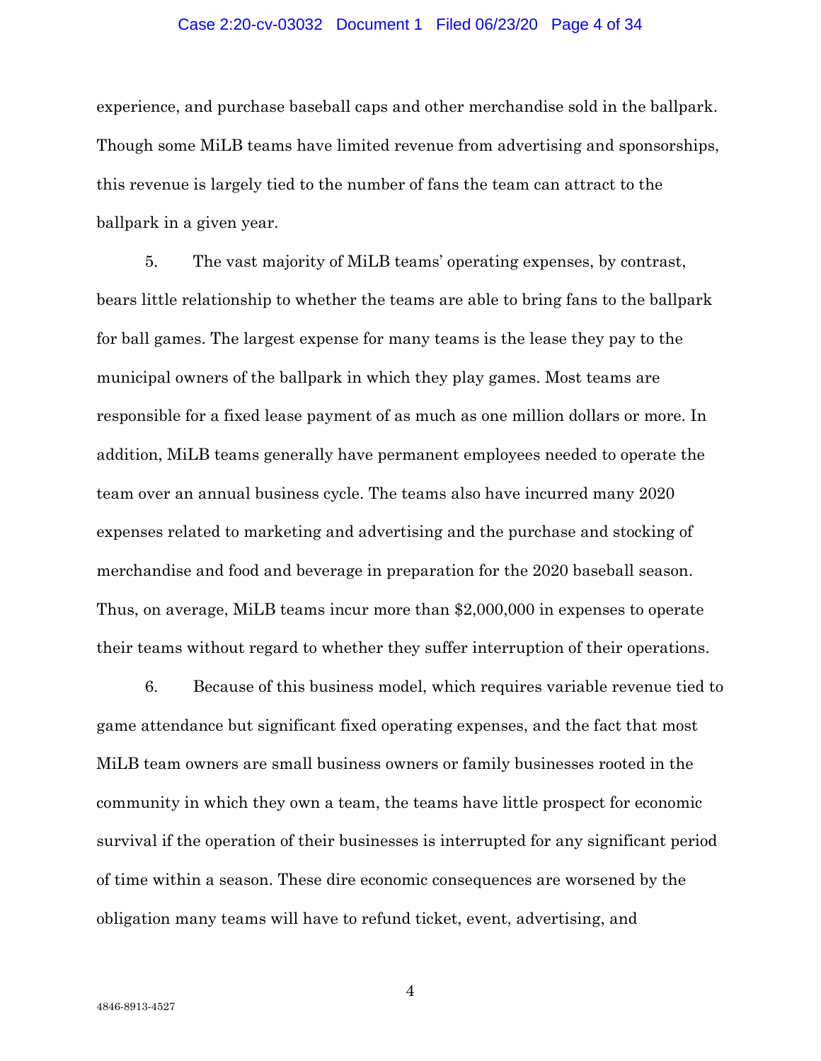experience, and purchase baseball caps and other merchandise sold in the ballpark. Though some MiLB teams have limited revenue from advertising and sponsorships, this revenue is largely tied to the number of fans the team can attract to the ballpark in a given year.

5. The vast majority of MiLB teams' operating expenses, by contrast, bears little relationship to whether the teams are able to bring fans to the ballpark for ball games. The largest expense for many teams is the lease they pay to the municipal owners of the ballpark in which they play games. Most teams are responsible for a fixed lease payment of as much as one million dollars or more. In addition, MiLB teams generally have permanent employees needed to operate the team over an annual business cycle. The teams also have incurred many 2020 expenses related to marketing and advertising and the purchase and stocking of merchandise and food and beverage in preparation for the 2020 baseball season. Thus, on average, MiLB teams incur more than $2,000,000 in expenses to operate their teams without regard to whether they suffer interruption of their operations.

6. Because of this business model, which requires variable revenue tied to game attendance but significant fixed operating expenses, and the fact that most MiLB team owners are small business owners or family businesses rooted in the community in which they own a team, the teams have little prospect for economic survival if the operation of their businesses is interrupted for any significant period of time within a season. These dire economic consequences are worsened by the obligation many teams will have to refund ticket, event, advertising, and

4846-8913-4527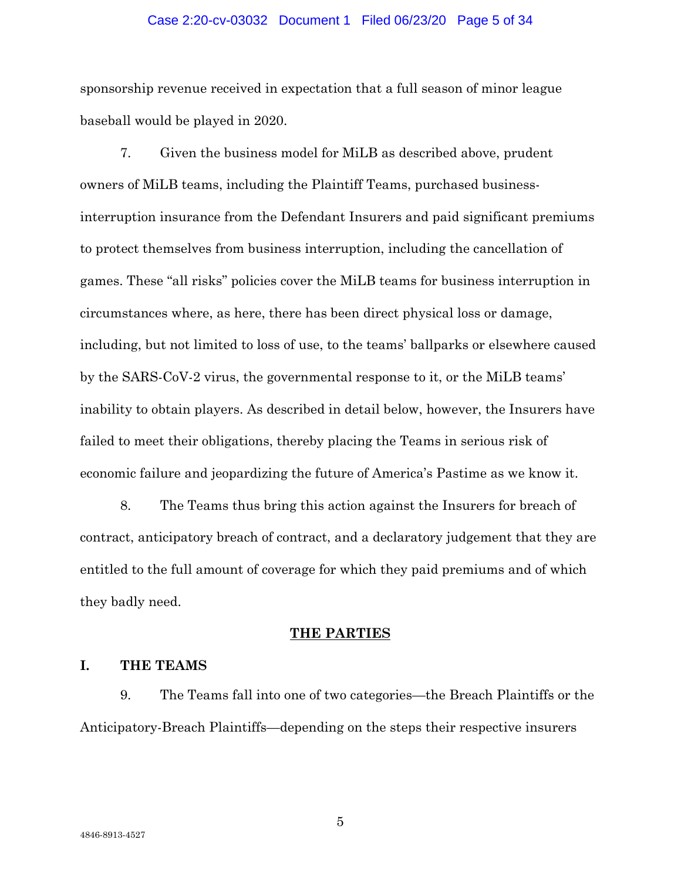sponsorship revenue received in expectation that a full season of minor league baseball would be played in 2020.

7. Given the business model for MiLB as described above, prudent owners of MiLB teams, including the Plaintiff Teams, purchased business-interruption insurance from the Defendant Insurers and paid significant premiums to protect themselves from business interruption, including the cancellation of games. These "all risks" policies cover the MiLB teams for business interruption in circumstances where, as here, there has been direct physical loss or damage, including, but not limited to loss of use, to the teams' ballparks or elsewhere caused by the SARS-CoV-2 virus, the governmental response to it, or the MiLB teams' inability to obtain players. As described in detail below, however, the Insurers have failed to meet their obligations, thereby placing the Teams in serious risk of economic failure and jeopardizing the future of America's Pastime as we know it.

8. The Teams thus bring this action against the Insurers for breach of contract, anticipatory breach of contract, and a declaratory judgement that they are entitled to the full amount of coverage for which they paid premiums and of which they badly need.

## THE PARTIES

### I. THE TEAMS

9. The Teams fall into one of two categories—the Breach Plaintiffs or the Anticipatory-Breach Plaintiffs—depending on the steps their respective insurers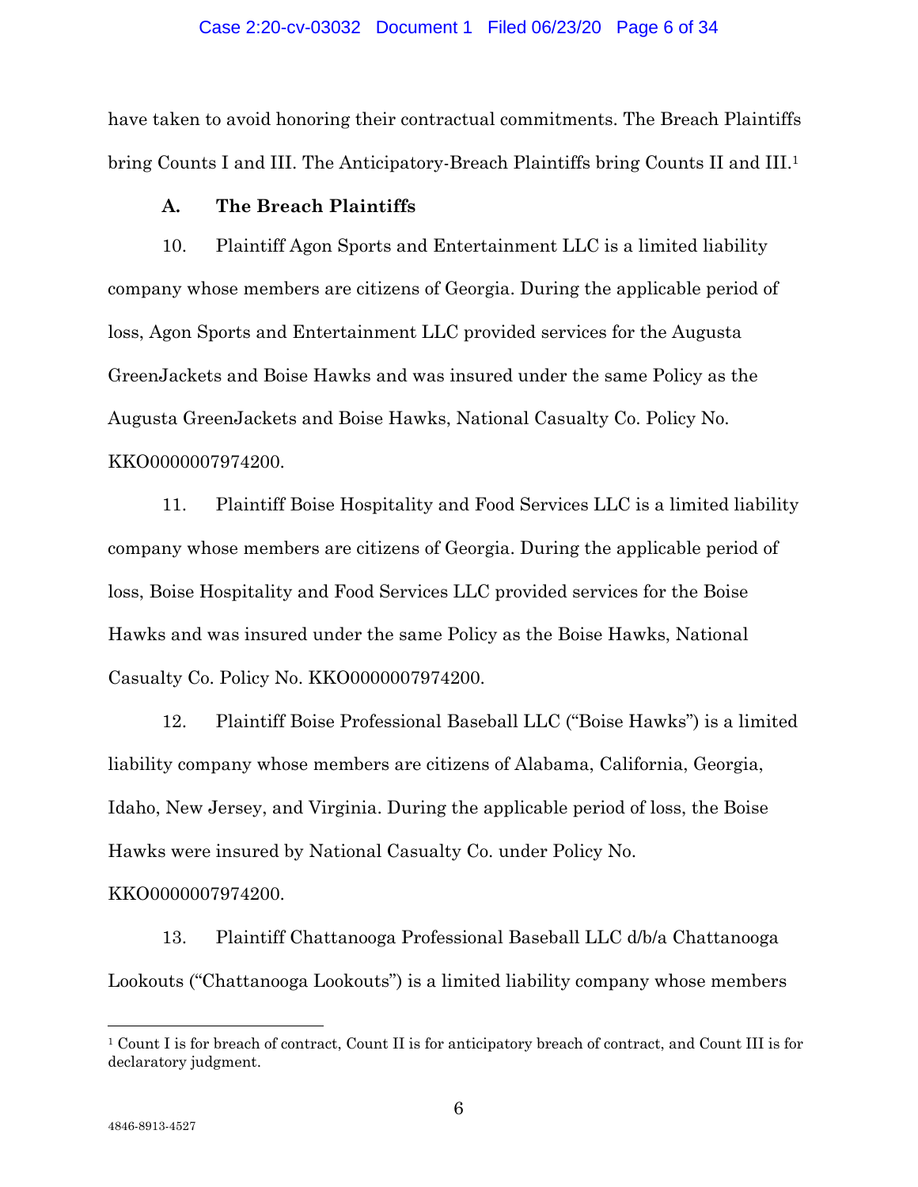have taken to avoid honoring their contractual commitments. The Breach Plaintiffs bring Counts I and III. The Anticipatory-Breach Plaintiffs bring Counts II and III.[1]

### A. The Breach Plaintiffs

10. Plaintiff Agon Sports and Entertainment LLC is a limited liability company whose members are citizens of Georgia. During the applicable period of loss, Agon Sports and Entertainment LLC provided services for the Augusta GreenJackets and Boise Hawks and was insured under the same Policy as the Augusta GreenJackets and Boise Hawks, National Casualty Co. Policy No. KKO0000007974200.

11. Plaintiff Boise Hospitality and Food Services LLC is a limited liability company whose members are citizens of Georgia. During the applicable period of loss, Boise Hospitality and Food Services LLC provided services for the Boise Hawks and was insured under the same Policy as the Boise Hawks, National Casualty Co. Policy No. KKO0000007974200.

12. Plaintiff Boise Professional Baseball LLC ("Boise Hawks") is a limited liability company whose members are citizens of Alabama, California, Georgia, Idaho, New Jersey, and Virginia. During the applicable period of loss, the Boise Hawks were insured by National Casualty Co. under Policy No. KKO0000007974200.

13. Plaintiff Chattanooga Professional Baseball LLC d/b/a Chattanooga Lookouts ("Chattanooga Lookouts") is a limited liability company whose members

---

[1] Count I is for breach of contract, Count II is for anticipatory breach of contract, and Count III is for declaratory judgment.

4846-8913-4527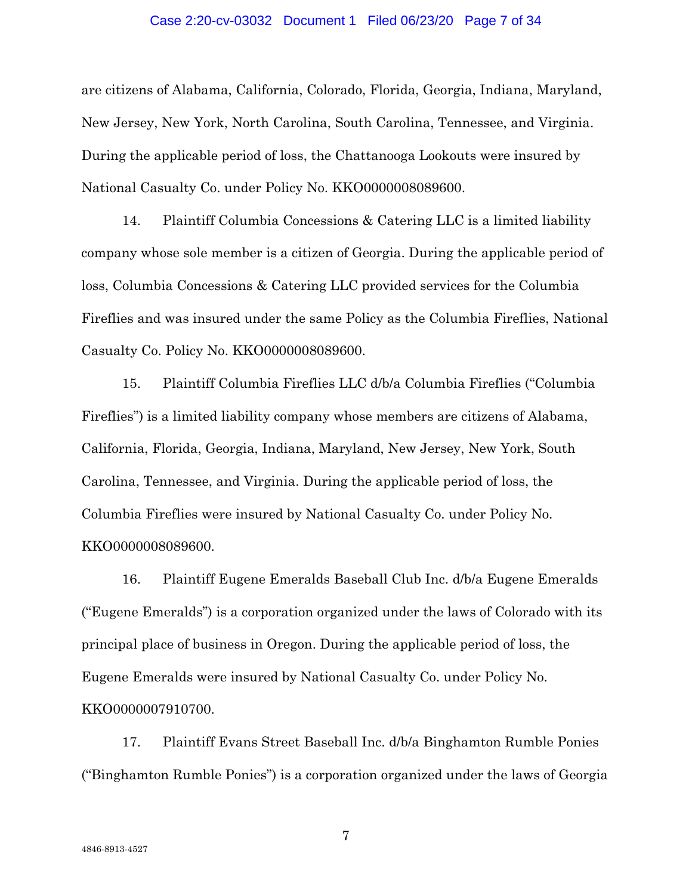are citizens of Alabama, California, Colorado, Florida, Georgia, Indiana, Maryland, New Jersey, New York, North Carolina, South Carolina, Tennessee, and Virginia. During the applicable period of loss, the Chattanooga Lookouts were insured by National Casualty Co. under Policy No. KKO0000008089600.

14. Plaintiff Columbia Concessions & Catering LLC is a limited liability company whose sole member is a citizen of Georgia. During the applicable period of loss, Columbia Concessions & Catering LLC provided services for the Columbia Fireflies and was insured under the same Policy as the Columbia Fireflies, National Casualty Co. Policy No. KKO0000008089600.

15. Plaintiff Columbia Fireflies LLC d/b/a Columbia Fireflies ("Columbia Fireflies") is a limited liability company whose members are citizens of Alabama, California, Florida, Georgia, Indiana, Maryland, New Jersey, New York, South Carolina, Tennessee, and Virginia. During the applicable period of loss, the Columbia Fireflies were insured by National Casualty Co. under Policy No. KKO0000008089600.

16. Plaintiff Eugene Emeralds Baseball Club Inc. d/b/a Eugene Emeralds ("Eugene Emeralds") is a corporation organized under the laws of Colorado with its principal place of business in Oregon. During the applicable period of loss, the Eugene Emeralds were insured by National Casualty Co. under Policy No. KKO0000007910700.

17. Plaintiff Evans Street Baseball Inc. d/b/a Binghamton Rumble Ponies ("Binghamton Rumble Ponies") is a corporation organized under the laws of Georgia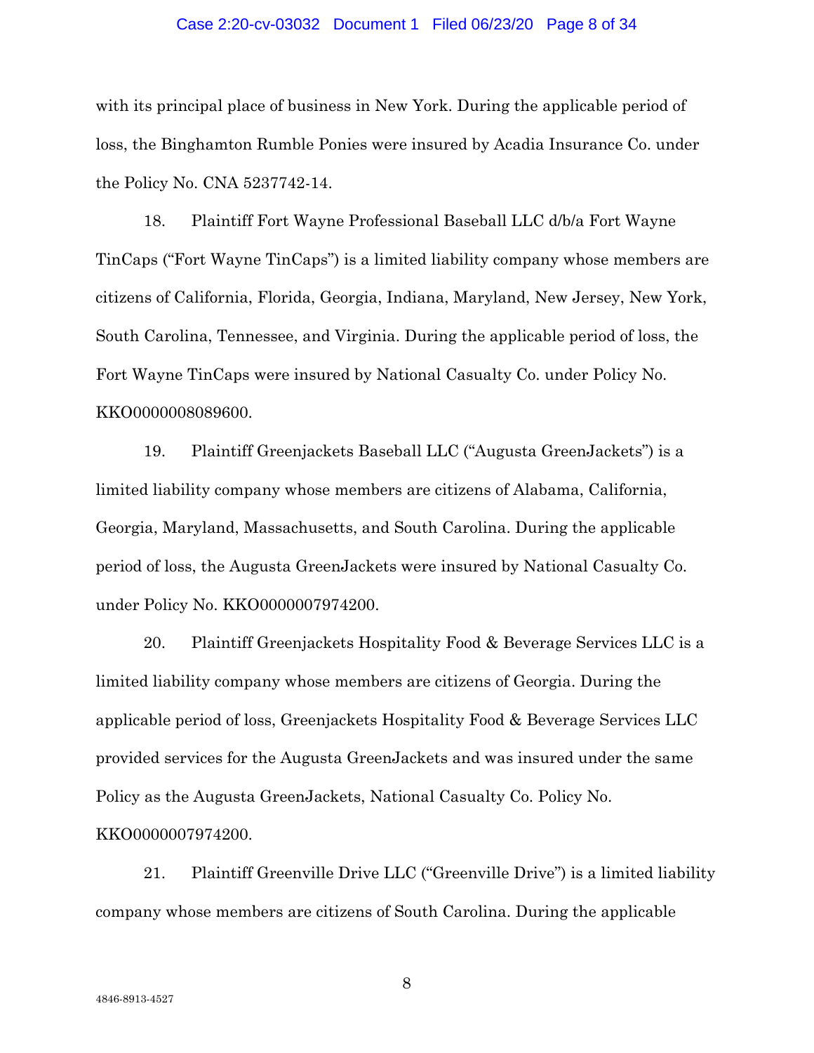with its principal place of business in New York. During the applicable period of loss, the Binghamton Rumble Ponies were insured by Acadia Insurance Co. under the Policy No. CNA 5237742-14.

18. Plaintiff Fort Wayne Professional Baseball LLC d/b/a Fort Wayne TinCaps ("Fort Wayne TinCaps") is a limited liability company whose members are citizens of California, Florida, Georgia, Indiana, Maryland, New Jersey, New York, South Carolina, Tennessee, and Virginia. During the applicable period of loss, the Fort Wayne TinCaps were insured by National Casualty Co. under Policy No. KKO0000008089600.

19. Plaintiff Greenjackets Baseball LLC ("Augusta GreenJackets") is a limited liability company whose members are citizens of Alabama, California, Georgia, Maryland, Massachusetts, and South Carolina. During the applicable period of loss, the Augusta GreenJackets were insured by National Casualty Co. under Policy No. KKO0000007974200.

20. Plaintiff Greenjackets Hospitality Food & Beverage Services LLC is a limited liability company whose members are citizens of Georgia. During the applicable period of loss, Greenjackets Hospitality Food & Beverage Services LLC provided services for the Augusta GreenJackets and was insured under the same Policy as the Augusta GreenJackets, National Casualty Co. Policy No. KKO0000007974200.

21. Plaintiff Greenville Drive LLC ("Greenville Drive") is a limited liability company whose members are citizens of South Carolina. During the applicable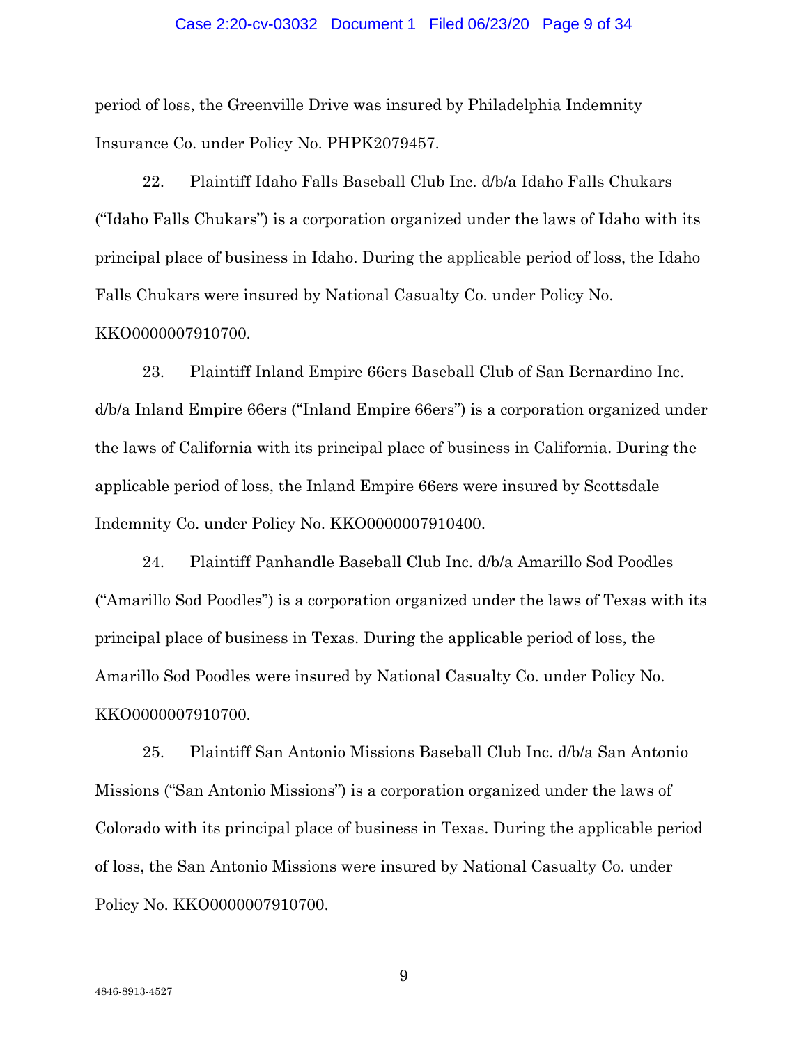period of loss, the Greenville Drive was insured by Philadelphia Indemnity Insurance Co. under Policy No. PHPK2079457.

22. Plaintiff Idaho Falls Baseball Club Inc. d/b/a Idaho Falls Chukars ("Idaho Falls Chukars") is a corporation organized under the laws of Idaho with its principal place of business in Idaho. During the applicable period of loss, the Idaho Falls Chukars were insured by National Casualty Co. under Policy No. KKO0000007910700.

23. Plaintiff Inland Empire 66ers Baseball Club of San Bernardino Inc. d/b/a Inland Empire 66ers ("Inland Empire 66ers") is a corporation organized under the laws of California with its principal place of business in California. During the applicable period of loss, the Inland Empire 66ers were insured by Scottsdale Indemnity Co. under Policy No. KKO0000007910400.

24. Plaintiff Panhandle Baseball Club Inc. d/b/a Amarillo Sod Poodles ("Amarillo Sod Poodles") is a corporation organized under the laws of Texas with its principal place of business in Texas. During the applicable period of loss, the Amarillo Sod Poodles were insured by National Casualty Co. under Policy No. KKO0000007910700.

25. Plaintiff San Antonio Missions Baseball Club Inc. d/b/a San Antonio Missions ("San Antonio Missions") is a corporation organized under the laws of Colorado with its principal place of business in Texas. During the applicable period of loss, the San Antonio Missions were insured by National Casualty Co. under Policy No. KKO0000007910700.

4846-8913-4527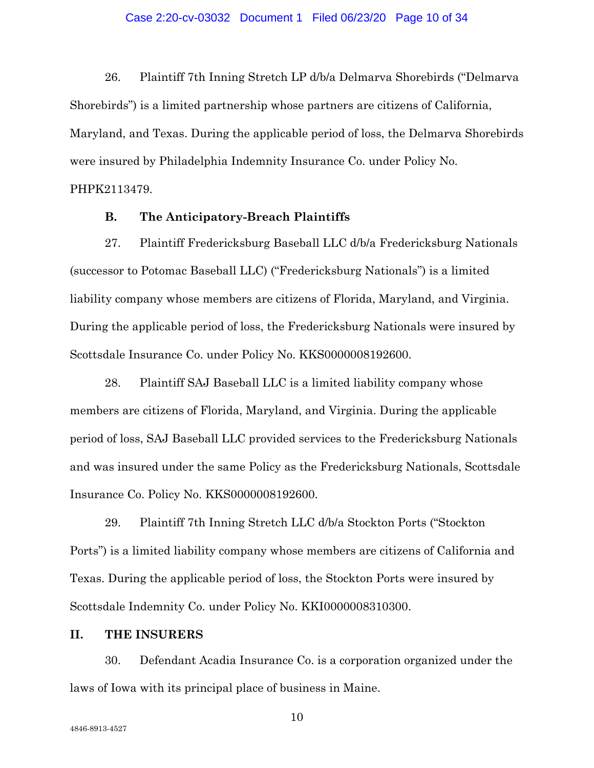26. Plaintiff 7th Inning Stretch LP d/b/a Delmarva Shorebirds ("Delmarva Shorebirds") is a limited partnership whose partners are citizens of California, Maryland, and Texas. During the applicable period of loss, the Delmarva Shorebirds were insured by Philadelphia Indemnity Insurance Co. under Policy No. PHPK2113479.

### B. The Anticipatory-Breach Plaintiffs

27. Plaintiff Fredericksburg Baseball LLC d/b/a Fredericksburg Nationals (successor to Potomac Baseball LLC) ("Fredericksburg Nationals") is a limited liability company whose members are citizens of Florida, Maryland, and Virginia. During the applicable period of loss, the Fredericksburg Nationals were insured by Scottsdale Insurance Co. under Policy No. KKS0000008192600.

28. Plaintiff SAJ Baseball LLC is a limited liability company whose members are citizens of Florida, Maryland, and Virginia. During the applicable period of loss, SAJ Baseball LLC provided services to the Fredericksburg Nationals and was insured under the same Policy as the Fredericksburg Nationals, Scottsdale Insurance Co. Policy No. KKS0000008192600.

29. Plaintiff 7th Inning Stretch LLC d/b/a Stockton Ports ("Stockton Ports") is a limited liability company whose members are citizens of California and Texas. During the applicable period of loss, the Stockton Ports were insured by Scottsdale Indemnity Co. under Policy No. KKI0000008310300.

## II. THE INSURERS

30. Defendant Acadia Insurance Co. is a corporation organized under the laws of Iowa with its principal place of business in Maine.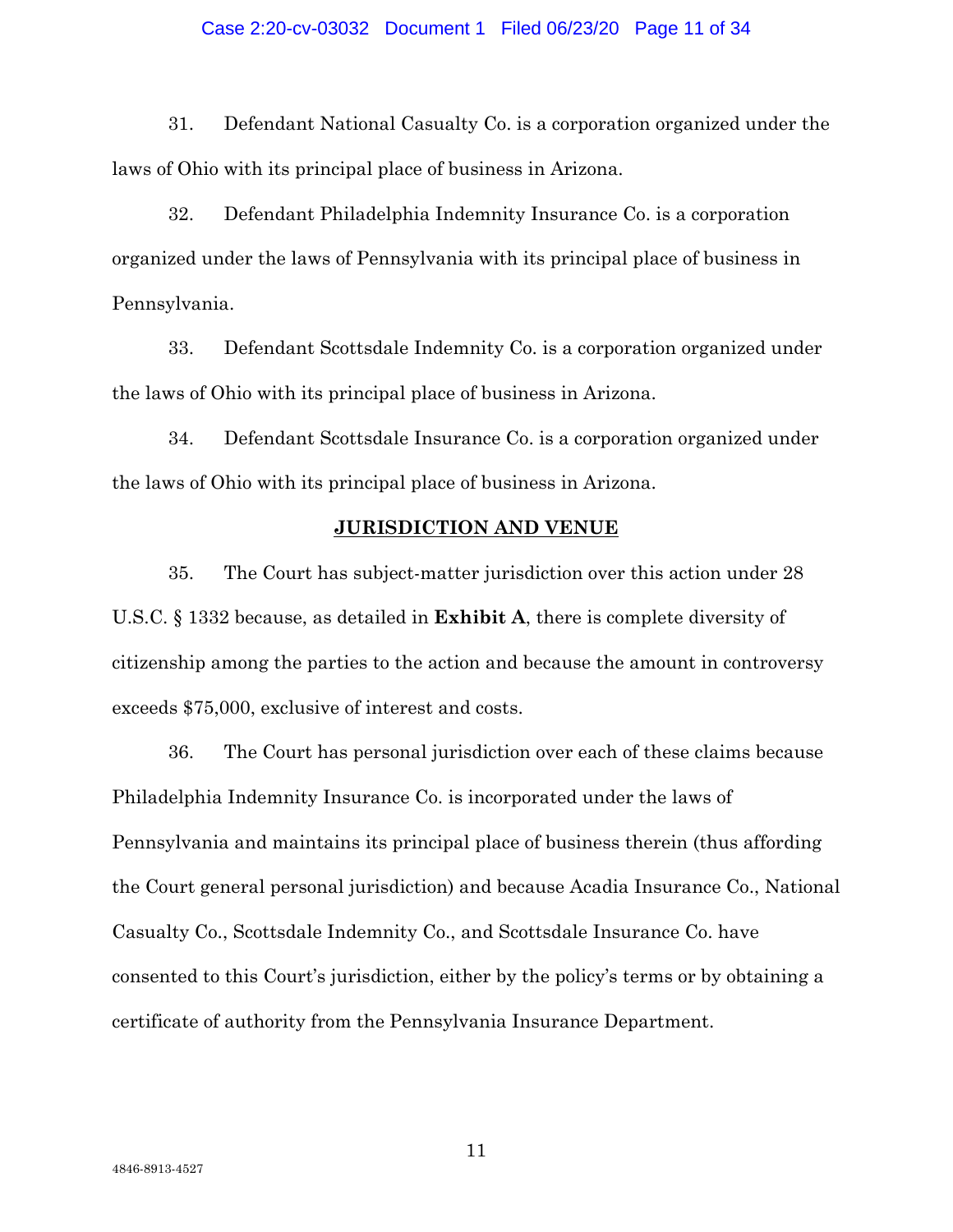31. Defendant National Casualty Co. is a corporation organized under the laws of Ohio with its principal place of business in Arizona.

32. Defendant Philadelphia Indemnity Insurance Co. is a corporation organized under the laws of Pennsylvania with its principal place of business in Pennsylvania.

33. Defendant Scottsdale Indemnity Co. is a corporation organized under the laws of Ohio with its principal place of business in Arizona.

34. Defendant Scottsdale Insurance Co. is a corporation organized under the laws of Ohio with its principal place of business in Arizona.

## JURISDICTION AND VENUE

35. The Court has subject-matter jurisdiction over this action under 28 U.S.C. § 1332 because, as detailed in **Exhibit A**, there is complete diversity of citizenship among the parties to the action and because the amount in controversy exceeds $75,000, exclusive of interest and costs.

36. The Court has personal jurisdiction over each of these claims because Philadelphia Indemnity Insurance Co. is incorporated under the laws of Pennsylvania and maintains its principal place of business therein (thus affording the Court general personal jurisdiction) and because Acadia Insurance Co., National Casualty Co., Scottsdale Indemnity Co., and Scottsdale Insurance Co. have consented to this Court's jurisdiction, either by the policy's terms or by obtaining a certificate of authority from the Pennsylvania Insurance Department.

4846-8913-4527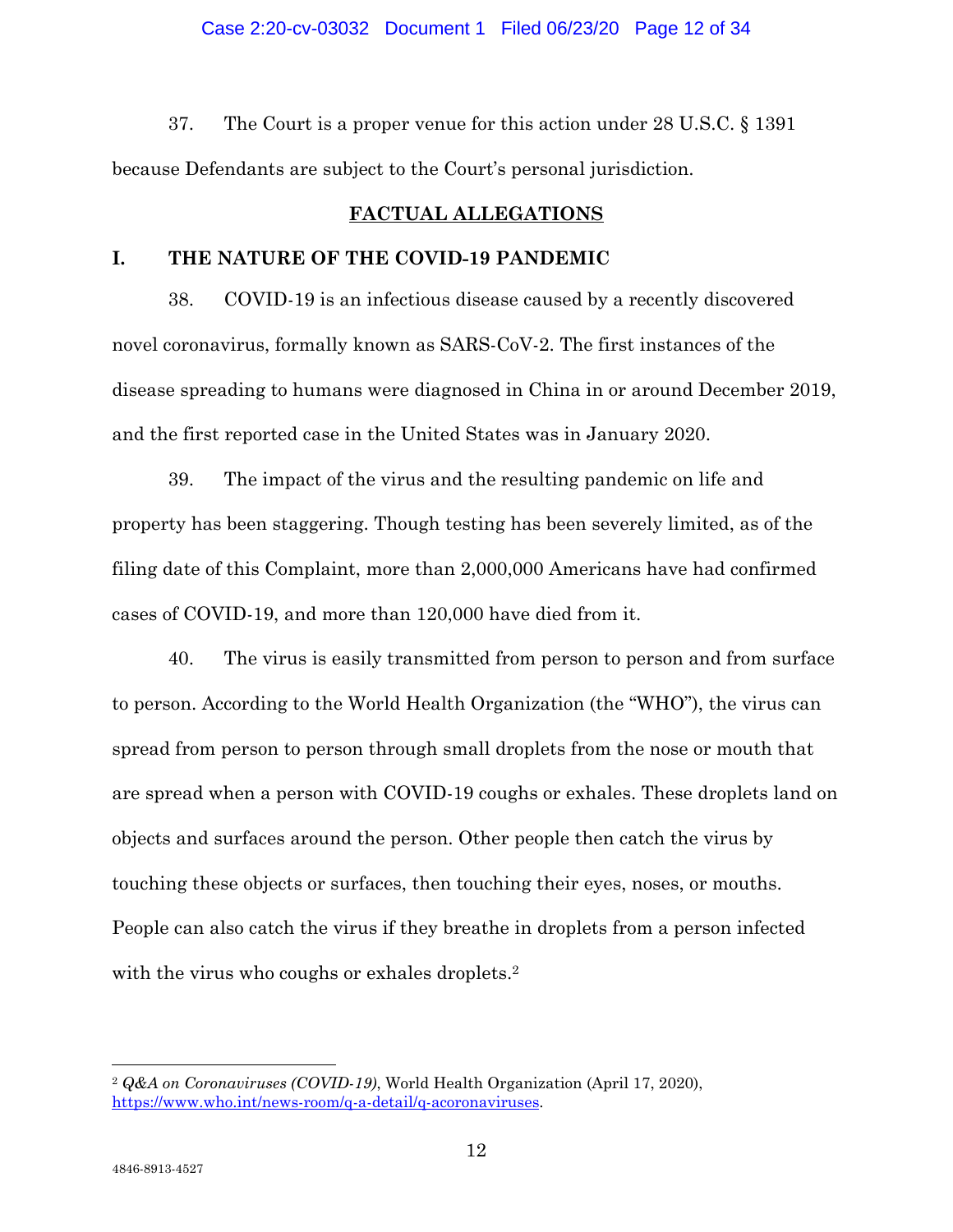37. The Court is a proper venue for this action under 28 U.S.C. § 1391 because Defendants are subject to the Court's personal jurisdiction.

## FACTUAL ALLEGATIONS

### I. THE NATURE OF THE COVID-19 PANDEMIC

38. COVID-19 is an infectious disease caused by a recently discovered novel coronavirus, formally known as SARS-CoV-2. The first instances of the disease spreading to humans were diagnosed in China in or around December 2019, and the first reported case in the United States was in January 2020.

39. The impact of the virus and the resulting pandemic on life and property has been staggering. Though testing has been severely limited, as of the filing date of this Complaint, more than 2,000,000 Americans have had confirmed cases of COVID-19, and more than 120,000 have died from it.

40. The virus is easily transmitted from person to person and from surface to person. According to the World Health Organization (the "WHO"), the virus can spread from person to person through small droplets from the nose or mouth that are spread when a person with COVID-19 coughs or exhales. These droplets land on objects and surfaces around the person. Other people then catch the virus by touching these objects or surfaces, then touching their eyes, noses, or mouths. People can also catch the virus if they breathe in droplets from a person infected with the virus who coughs or exhales droplets.[2]

---

[2] *Q&A on Coronaviruses (COVID-19)*, World Health Organization (April 17, 2020), https://www.who.int/news-room/q-a-detail/q-acoronaviruses.

4846-8913-4527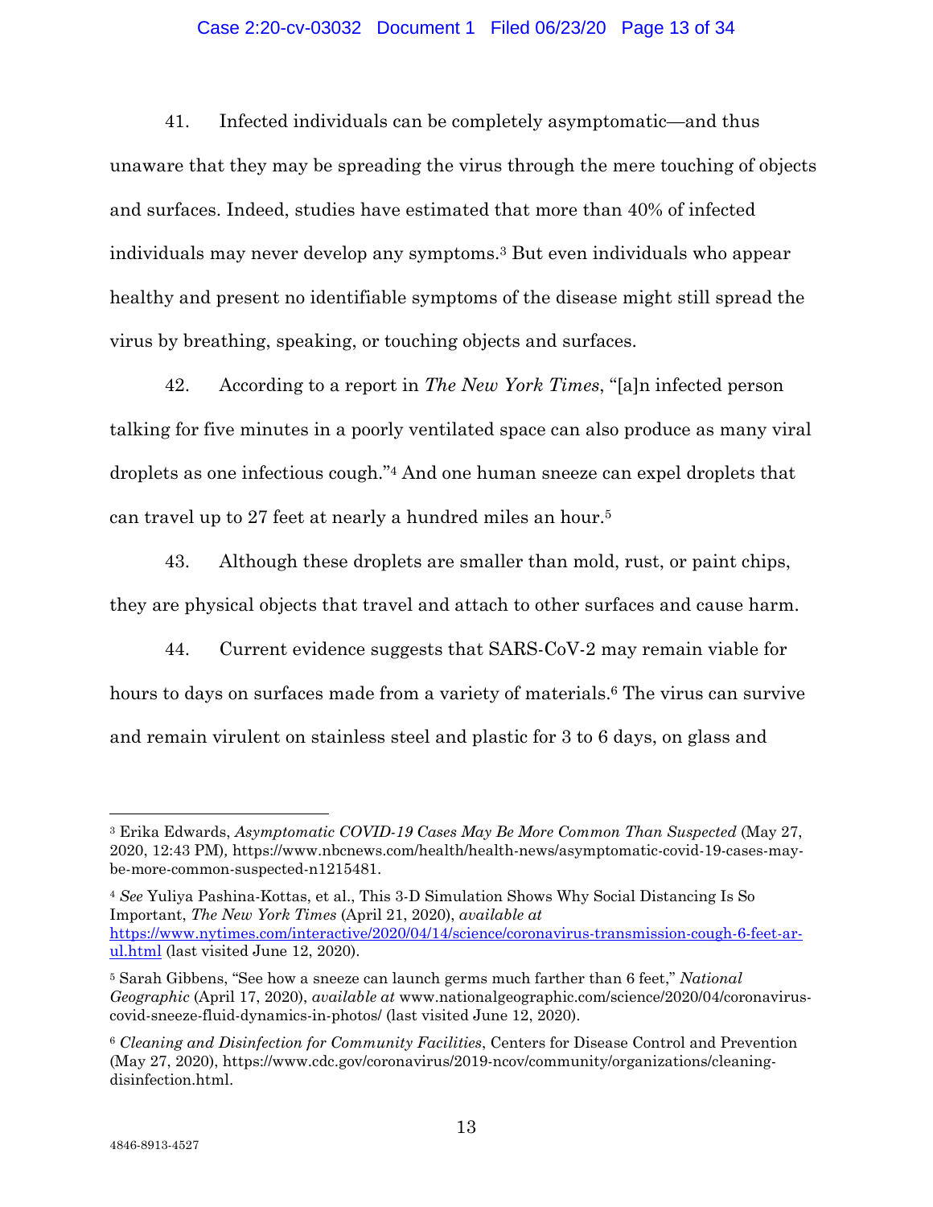41. Infected individuals can be completely asymptomatic—and thus unaware that they may be spreading the virus through the mere touching of objects and surfaces. Indeed, studies have estimated that more than 40% of infected individuals may never develop any symptoms.[3] But even individuals who appear healthy and present no identifiable symptoms of the disease might still spread the virus by breathing, speaking, or touching objects and surfaces.

42. According to a report in *The New York Times*, "[a]n infected person talking for five minutes in a poorly ventilated space can also produce as many viral droplets as one infectious cough."[4] And one human sneeze can expel droplets that can travel up to 27 feet at nearly a hundred miles an hour.[5]

43. Although these droplets are smaller than mold, rust, or paint chips, they are physical objects that travel and attach to other surfaces and cause harm.

44. Current evidence suggests that SARS-CoV-2 may remain viable for hours to days on surfaces made from a variety of materials.[6] The virus can survive and remain virulent on stainless steel and plastic for 3 to 6 days, on glass and

---

[3] Erika Edwards, *Asymptomatic COVID-19 Cases May Be More Common Than Suspected* (May 27, 2020, 12:43 PM), https://www.nbcnews.com/health/health-news/asymptomatic-covid-19-cases-may-be-more-common-suspected-n1215481.

[4] *See* Yuliya Pashina-Kottas, et al., This 3-D Simulation Shows Why Social Distancing Is So Important, *The New York Times* (April 21, 2020), *available at* https://www.nytimes.com/interactive/2020/04/14/science/coronavirus-transmission-cough-6-feet-ar-ul.html (last visited June 12, 2020).

[5] Sarah Gibbens, "See how a sneeze can launch germs much farther than 6 feet," *National Geographic* (April 17, 2020), *available at* www.nationalgeographic.com/science/2020/04/coronavirus-covid-sneeze-fluid-dynamics-in-photos/ (last visited June 12, 2020).

[6] *Cleaning and Disinfection for Community Facilities*, Centers for Disease Control and Prevention (May 27, 2020), https://www.cdc.gov/coronavirus/2019-ncov/community/organizations/cleaning-disinfection.html.

4846-8913-4527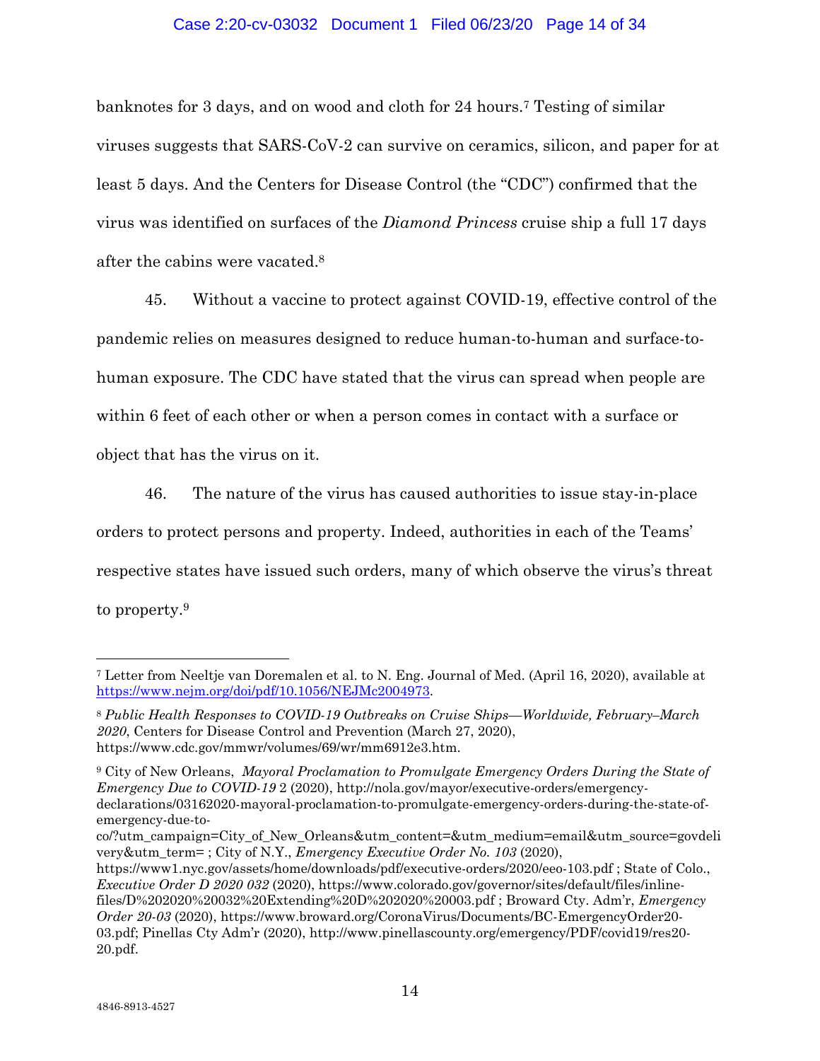banknotes for 3 days, and on wood and cloth for 24 hours.[7] Testing of similar viruses suggests that SARS-CoV-2 can survive on ceramics, silicon, and paper for at least 5 days. And the Centers for Disease Control (the "CDC") confirmed that the virus was identified on surfaces of the *Diamond Princess* cruise ship a full 17 days after the cabins were vacated.[8]

45. Without a vaccine to protect against COVID-19, effective control of the pandemic relies on measures designed to reduce human-to-human and surface-to-human exposure. The CDC have stated that the virus can spread when people are within 6 feet of each other or when a person comes in contact with a surface or object that has the virus on it.

46. The nature of the virus has caused authorities to issue stay-in-place orders to protect persons and property. Indeed, authorities in each of the Teams' respective states have issued such orders, many of which observe the virus's threat to property.[9]

---

[7] Letter from Neeltje van Doremalen et al. to N. Eng. Journal of Med. (April 16, 2020), available at https://www.nejm.org/doi/pdf/10.1056/NEJMc2004973.

[8] *Public Health Responses to COVID-19 Outbreaks on Cruise Ships—Worldwide, February–March 2020*, Centers for Disease Control and Prevention (March 27, 2020), https://www.cdc.gov/mmwr/volumes/69/wr/mm6912e3.htm.

[9] City of New Orleans, *Mayoral Proclamation to Promulgate Emergency Orders During the State of Emergency Due to COVID-19* 2 (2020), http://nola.gov/mayor/executive-orders/emergency-declarations/03162020-mayoral-proclamation-to-promulgate-emergency-orders-during-the-state-of-emergency-due-to-co/?utm_campaign=City_of_New_Orleans&utm_content=&utm_medium=email&utm_source=govdelivery&utm_term= ; City of N.Y., *Emergency Executive Order No. 103* (2020), https://www1.nyc.gov/assets/home/downloads/pdf/executive-orders/2020/eeo-103.pdf ; State of Colo., *Executive Order D 2020 032* (2020), https://www.colorado.gov/governor/sites/default/files/inline-files/D%202020%20032%20Extending%20D%202020%20003.pdf ; Broward Cty. Adm'r, *Emergency Order 20-03* (2020), https://www.broward.org/CoronaVirus/Documents/BC-EmergencyOrder20-03.pdf; Pinellas Cty Adm'r (2020), http://www.pinellascounty.org/emergency/PDF/covid19/res20-20.pdf.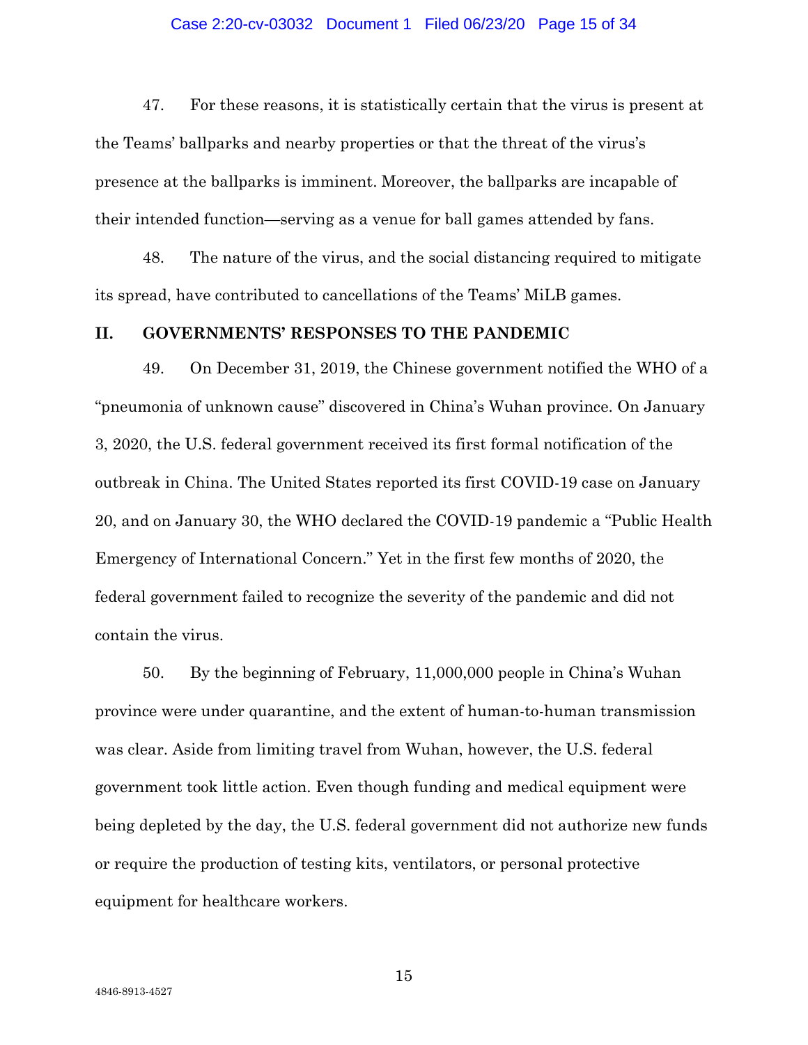47. For these reasons, it is statistically certain that the virus is present at the Teams' ballparks and nearby properties or that the threat of the virus's presence at the ballparks is imminent. Moreover, the ballparks are incapable of their intended function—serving as a venue for ball games attended by fans.

48. The nature of the virus, and the social distancing required to mitigate its spread, have contributed to cancellations of the Teams' MiLB games.

## II. GOVERNMENTS' RESPONSES TO THE PANDEMIC

49. On December 31, 2019, the Chinese government notified the WHO of a "pneumonia of unknown cause" discovered in China's Wuhan province. On January 3, 2020, the U.S. federal government received its first formal notification of the outbreak in China. The United States reported its first COVID-19 case on January 20, and on January 30, the WHO declared the COVID-19 pandemic a "Public Health Emergency of International Concern." Yet in the first few months of 2020, the federal government failed to recognize the severity of the pandemic and did not contain the virus.

50. By the beginning of February, 11,000,000 people in China's Wuhan province were under quarantine, and the extent of human-to-human transmission was clear. Aside from limiting travel from Wuhan, however, the U.S. federal government took little action. Even though funding and medical equipment were being depleted by the day, the U.S. federal government did not authorize new funds or require the production of testing kits, ventilators, or personal protective equipment for healthcare workers.

4846-8913-4527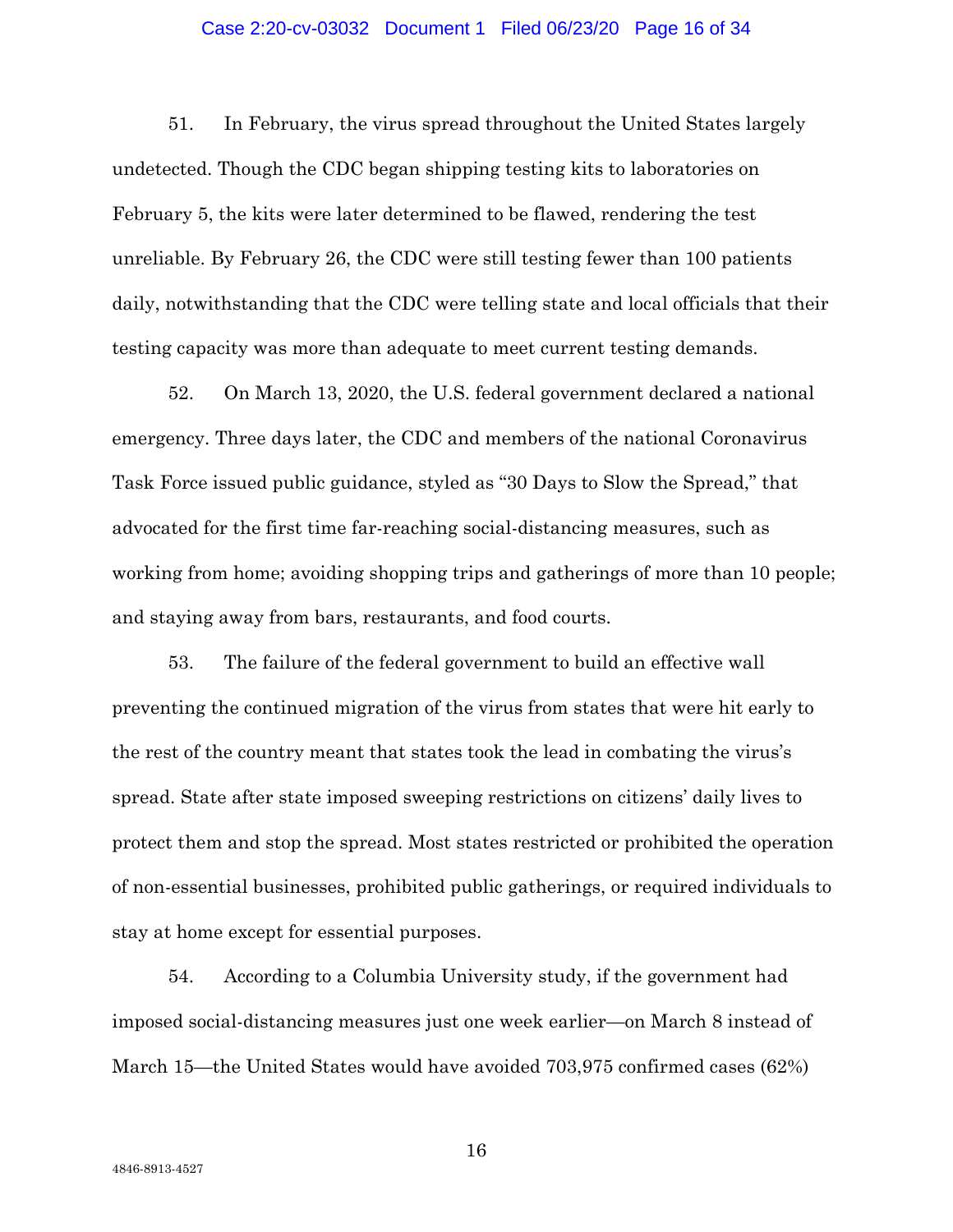51. In February, the virus spread throughout the United States largely undetected. Though the CDC began shipping testing kits to laboratories on February 5, the kits were later determined to be flawed, rendering the test unreliable. By February 26, the CDC were still testing fewer than 100 patients daily, notwithstanding that the CDC were telling state and local officials that their testing capacity was more than adequate to meet current testing demands.

52. On March 13, 2020, the U.S. federal government declared a national emergency. Three days later, the CDC and members of the national Coronavirus Task Force issued public guidance, styled as "30 Days to Slow the Spread," that advocated for the first time far-reaching social-distancing measures, such as working from home; avoiding shopping trips and gatherings of more than 10 people; and staying away from bars, restaurants, and food courts.

53. The failure of the federal government to build an effective wall preventing the continued migration of the virus from states that were hit early to the rest of the country meant that states took the lead in combating the virus's spread. State after state imposed sweeping restrictions on citizens' daily lives to protect them and stop the spread. Most states restricted or prohibited the operation of non-essential businesses, prohibited public gatherings, or required individuals to stay at home except for essential purposes.

54. According to a Columbia University study, if the government had imposed social-distancing measures just one week earlier—on March 8 instead of March 15—the United States would have avoided 703,975 confirmed cases (62%)

4846-8913-4527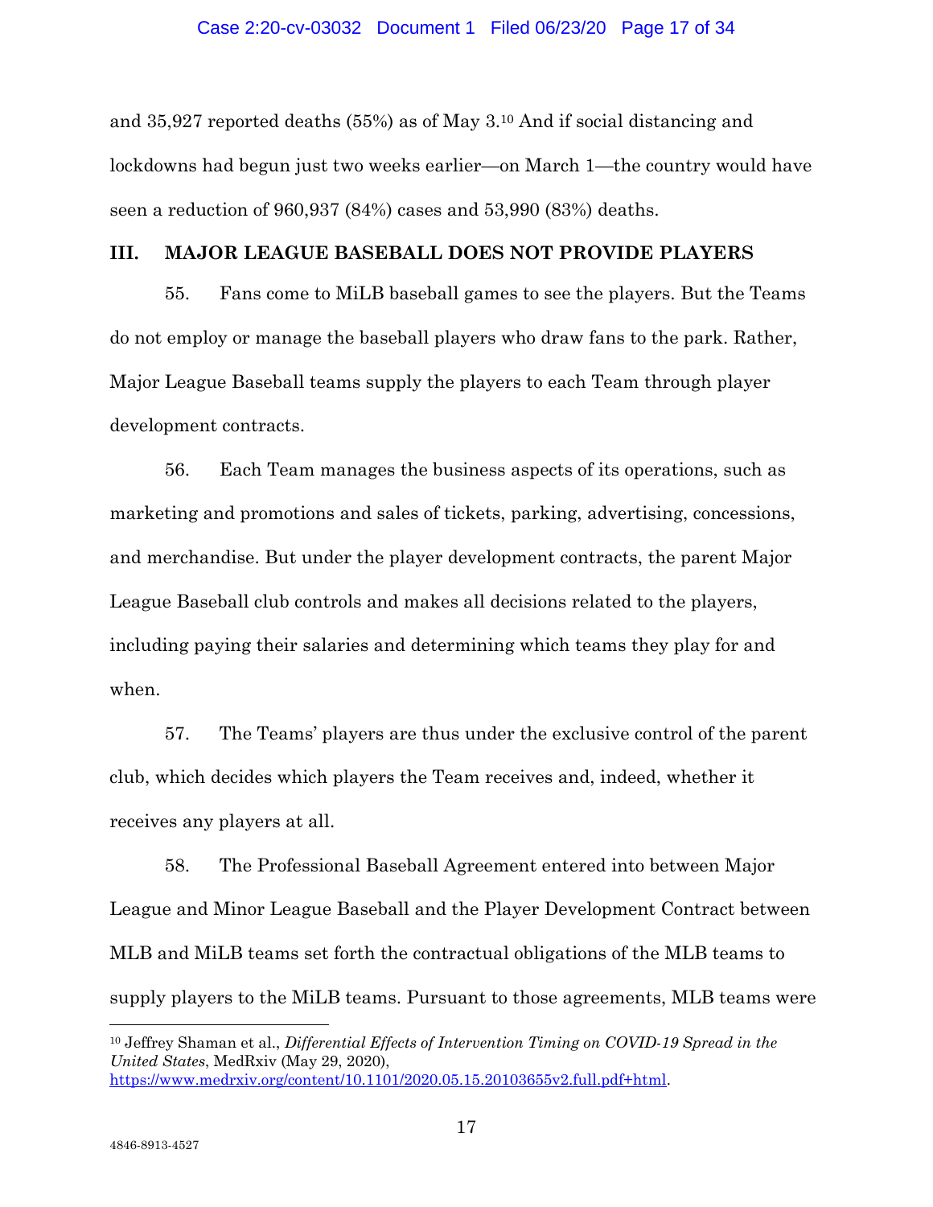and 35,927 reported deaths (55%) as of May 3.[10] And if social distancing and lockdowns had begun just two weeks earlier—on March 1—the country would have seen a reduction of 960,937 (84%) cases and 53,990 (83%) deaths.

## III. MAJOR LEAGUE BASEBALL DOES NOT PROVIDE PLAYERS

55. Fans come to MiLB baseball games to see the players. But the Teams do not employ or manage the baseball players who draw fans to the park. Rather, Major League Baseball teams supply the players to each Team through player development contracts.

56. Each Team manages the business aspects of its operations, such as marketing and promotions and sales of tickets, parking, advertising, concessions, and merchandise. But under the player development contracts, the parent Major League Baseball club controls and makes all decisions related to the players, including paying their salaries and determining which teams they play for and when.

57. The Teams' players are thus under the exclusive control of the parent club, which decides which players the Team receives and, indeed, whether it receives any players at all.

58. The Professional Baseball Agreement entered into between Major League and Minor League Baseball and the Player Development Contract between MLB and MiLB teams set forth the contractual obligations of the MLB teams to supply players to the MiLB teams. Pursuant to those agreements, MLB teams were

---

[10] Jeffrey Shaman et al., *Differential Effects of Intervention Timing on COVID-19 Spread in the United States*, MedRxiv (May 29, 2020), https://www.medrxiv.org/content/10.1101/2020.05.15.20103655v2.full.pdf+html.

4846-8913-4527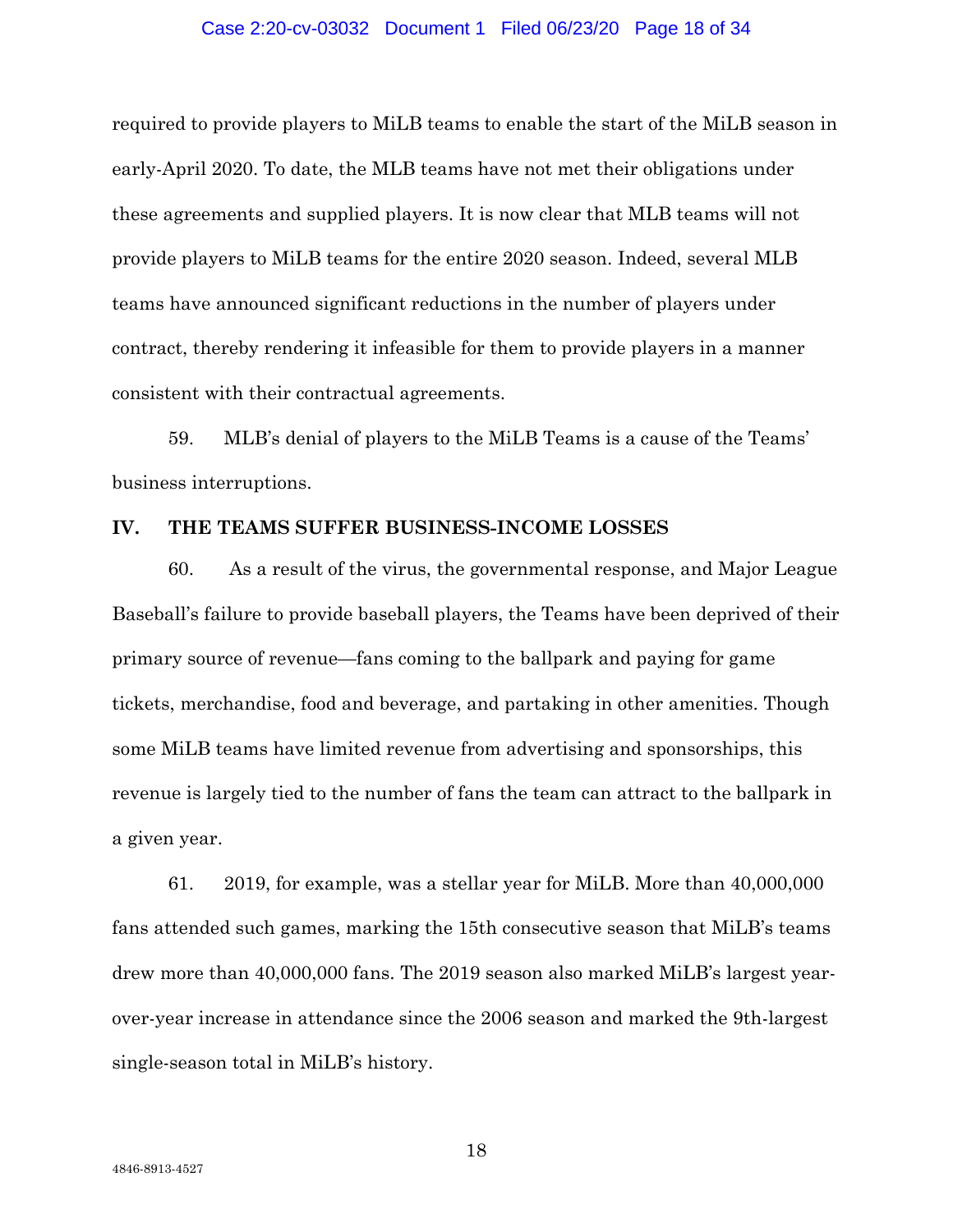required to provide players to MiLB teams to enable the start of the MiLB season in early-April 2020. To date, the MLB teams have not met their obligations under these agreements and supplied players. It is now clear that MLB teams will not provide players to MiLB teams for the entire 2020 season. Indeed, several MLB teams have announced significant reductions in the number of players under contract, thereby rendering it infeasible for them to provide players in a manner consistent with their contractual agreements.

59. MLB's denial of players to the MiLB Teams is a cause of the Teams' business interruptions.

## IV. THE TEAMS SUFFER BUSINESS-INCOME LOSSES

60. As a result of the virus, the governmental response, and Major League Baseball's failure to provide baseball players, the Teams have been deprived of their primary source of revenue—fans coming to the ballpark and paying for game tickets, merchandise, food and beverage, and partaking in other amenities. Though some MiLB teams have limited revenue from advertising and sponsorships, this revenue is largely tied to the number of fans the team can attract to the ballpark in a given year.

61. 2019, for example, was a stellar year for MiLB. More than 40,000,000 fans attended such games, marking the 15th consecutive season that MiLB's teams drew more than 40,000,000 fans. The 2019 season also marked MiLB's largest year-over-year increase in attendance since the 2006 season and marked the 9th-largest single-season total in MiLB's history.

4846-8913-4527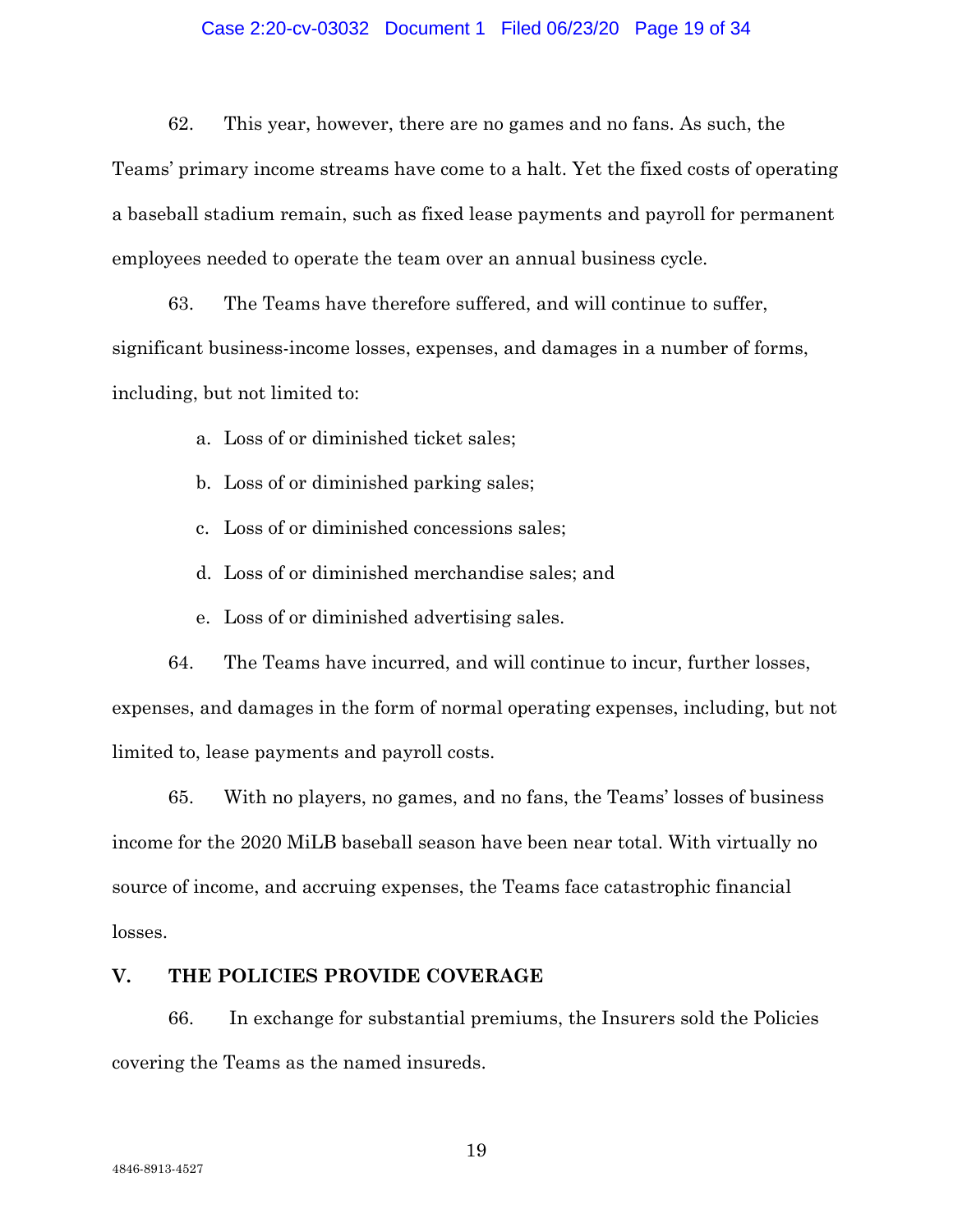62. This year, however, there are no games and no fans. As such, the Teams' primary income streams have come to a halt. Yet the fixed costs of operating a baseball stadium remain, such as fixed lease payments and payroll for permanent employees needed to operate the team over an annual business cycle.

63. The Teams have therefore suffered, and will continue to suffer, significant business-income losses, expenses, and damages in a number of forms, including, but not limited to:

a. Loss of or diminished ticket sales;

b. Loss of or diminished parking sales;

c. Loss of or diminished concessions sales;

d. Loss of or diminished merchandise sales; and

e. Loss of or diminished advertising sales.

64. The Teams have incurred, and will continue to incur, further losses, expenses, and damages in the form of normal operating expenses, including, but not limited to, lease payments and payroll costs.

65. With no players, no games, and no fans, the Teams' losses of business income for the 2020 MiLB baseball season have been near total. With virtually no source of income, and accruing expenses, the Teams face catastrophic financial losses.

## V. THE POLICIES PROVIDE COVERAGE

66. In exchange for substantial premiums, the Insurers sold the Policies covering the Teams as the named insureds.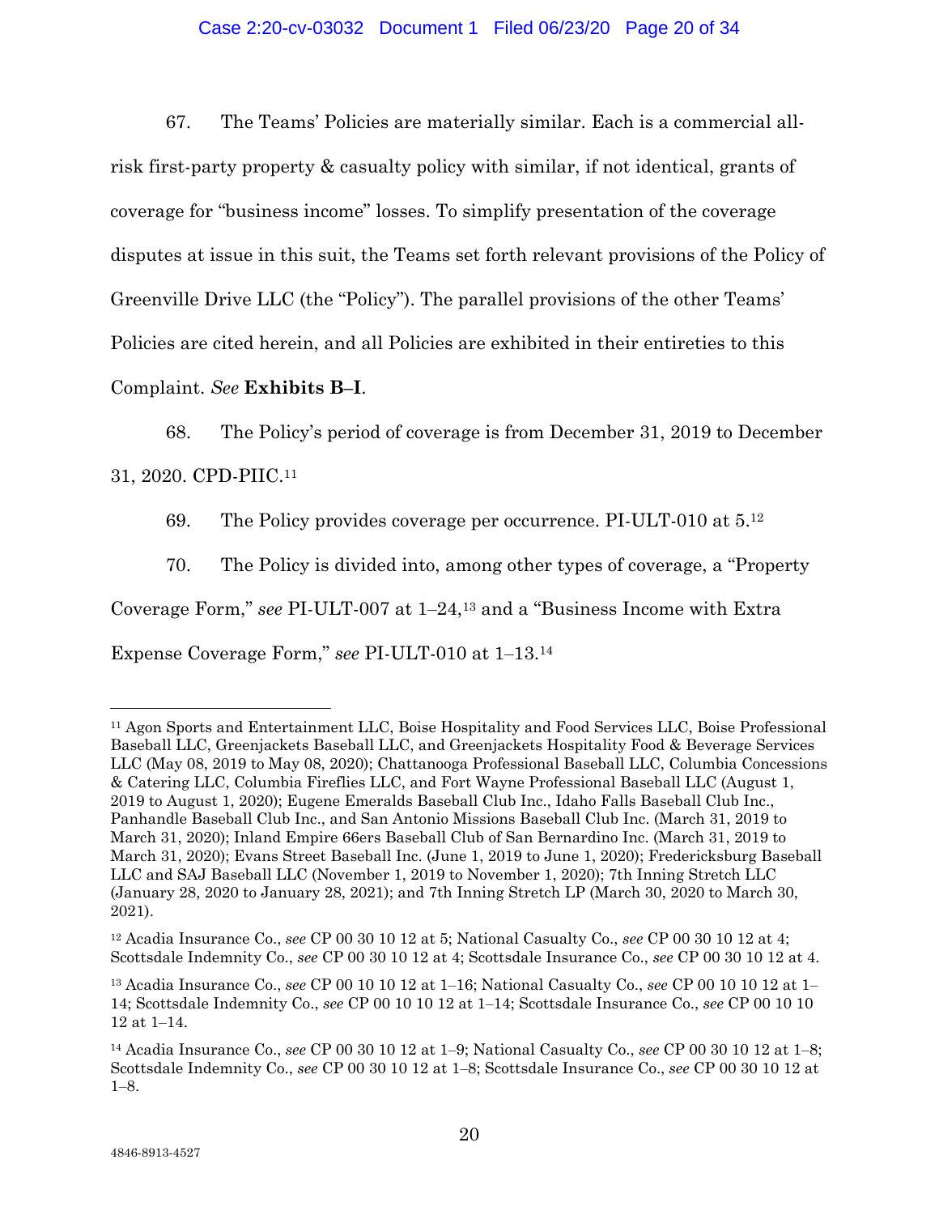67. The Teams' Policies are materially similar. Each is a commercial all-risk first-party property & casualty policy with similar, if not identical, grants of coverage for "business income" losses. To simplify presentation of the coverage disputes at issue in this suit, the Teams set forth relevant provisions of the Policy of Greenville Drive LLC (the "Policy"). The parallel provisions of the other Teams' Policies are cited herein, and all Policies are exhibited in their entireties to this Complaint. *See* **Exhibits B–I**.

68. The Policy's period of coverage is from December 31, 2019 to December 31, 2020. CPD-PIIC.[11]

69. The Policy provides coverage per occurrence. PI-ULT-010 at 5.[12]

70. The Policy is divided into, among other types of coverage, a "Property Coverage Form," *see* PI-ULT-007 at 1–24,[13] and a "Business Income with Extra Expense Coverage Form," *see* PI-ULT-010 at 1–13.[14]

---

[11] Agon Sports and Entertainment LLC, Boise Hospitality and Food Services LLC, Boise Professional Baseball LLC, Greenjackets Baseball LLC, and Greenjackets Hospitality Food & Beverage Services LLC (May 08, 2019 to May 08, 2020); Chattanooga Professional Baseball LLC, Columbia Concessions & Catering LLC, Columbia Fireflies LLC, and Fort Wayne Professional Baseball LLC (August 1, 2019 to August 1, 2020); Eugene Emeralds Baseball Club Inc., Idaho Falls Baseball Club Inc., Panhandle Baseball Club Inc., and San Antonio Missions Baseball Club Inc. (March 31, 2019 to March 31, 2020); Inland Empire 66ers Baseball Club of San Bernardino Inc. (March 31, 2019 to March 31, 2020); Evans Street Baseball Inc. (June 1, 2019 to June 1, 2020); Fredericksburg Baseball LLC and SAJ Baseball LLC (November 1, 2019 to November 1, 2020); 7th Inning Stretch LLC (January 28, 2020 to January 28, 2021); and 7th Inning Stretch LP (March 30, 2020 to March 30, 2021).

[12] Acadia Insurance Co., *see* CP 00 30 10 12 at 5; National Casualty Co., *see* CP 00 30 10 12 at 4; Scottsdale Indemnity Co., *see* CP 00 30 10 12 at 4; Scottsdale Insurance Co., *see* CP 00 30 10 12 at 4.

[13] Acadia Insurance Co., *see* CP 00 10 10 12 at 1–16; National Casualty Co., *see* CP 00 10 10 12 at 1–14; Scottsdale Indemnity Co., *see* CP 00 10 10 12 at 1–14; Scottsdale Insurance Co., *see* CP 00 10 10 12 at 1–14.

[14] Acadia Insurance Co., *see* CP 00 30 10 12 at 1–9; National Casualty Co., *see* CP 00 30 10 12 at 1–8; Scottsdale Indemnity Co., *see* CP 00 30 10 12 at 1–8; Scottsdale Insurance Co., *see* CP 00 30 10 12 at 1–8.

4846-8913-4527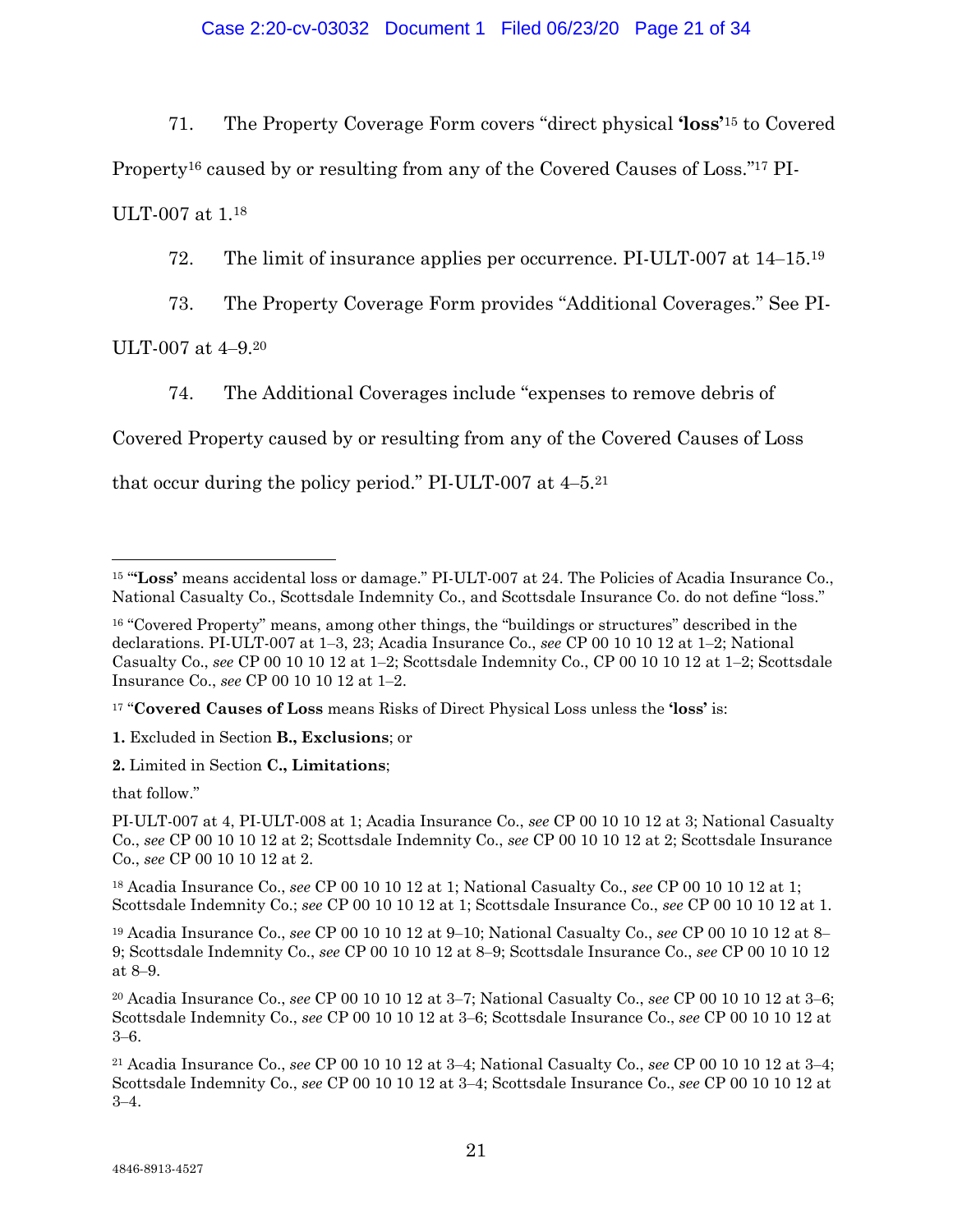71. The Property Coverage Form covers "direct physical **'loss'**[15] to Covered Property[16] caused by or resulting from any of the Covered Causes of Loss."[17] PI-ULT-007 at 1.[18]

72. The limit of insurance applies per occurrence. PI-ULT-007 at 14–15.[19]

73. The Property Coverage Form provides "Additional Coverages." See PI-ULT-007 at 4–9.[20]

74. The Additional Coverages include "expenses to remove debris of Covered Property caused by or resulting from any of the Covered Causes of Loss that occur during the policy period." PI-ULT-007 at 4–5.[21]

---

[15] "**'Loss'** means accidental loss or damage." PI-ULT-007 at 24. The Policies of Acadia Insurance Co., National Casualty Co., Scottsdale Indemnity Co., and Scottsdale Insurance Co. do not define "loss."

[16] "Covered Property" means, among other things, the "buildings or structures" described in the declarations. PI-ULT-007 at 1–3, 23; Acadia Insurance Co., *see* CP 00 10 10 12 at 1–2; National Casualty Co., *see* CP 00 10 10 12 at 1–2; Scottsdale Indemnity Co., CP 00 10 10 12 at 1–2; Scottsdale Insurance Co., *see* CP 00 10 10 12 at 1–2.

[17] "**Covered Causes of Loss** means Risks of Direct Physical Loss unless the **'loss'** is:

**1.** Excluded in Section **B., Exclusions**; or

**2.** Limited in Section **C., Limitations**;

that follow."

PI-ULT-007 at 4, PI-ULT-008 at 1; Acadia Insurance Co., *see* CP 00 10 10 12 at 3; National Casualty Co., *see* CP 00 10 10 12 at 2; Scottsdale Indemnity Co., *see* CP 00 10 10 12 at 2; Scottsdale Insurance Co., *see* CP 00 10 10 12 at 2.

[18] Acadia Insurance Co., *see* CP 00 10 10 12 at 1; National Casualty Co., *see* CP 00 10 10 12 at 1; Scottsdale Indemnity Co.; *see* CP 00 10 10 12 at 1; Scottsdale Insurance Co., *see* CP 00 10 10 12 at 1.

[19] Acadia Insurance Co., *see* CP 00 10 10 12 at 9–10; National Casualty Co., *see* CP 00 10 10 12 at 8–9; Scottsdale Indemnity Co., *see* CP 00 10 10 12 at 8–9; Scottsdale Insurance Co., *see* CP 00 10 10 12 at 8–9.

[20] Acadia Insurance Co., *see* CP 00 10 10 12 at 3–7; National Casualty Co., *see* CP 00 10 10 12 at 3–6; Scottsdale Indemnity Co., *see* CP 00 10 10 12 at 3–6; Scottsdale Insurance Co., *see* CP 00 10 10 12 at 3–6.

[21] Acadia Insurance Co., *see* CP 00 10 10 12 at 3–4; National Casualty Co., *see* CP 00 10 10 12 at 3–4; Scottsdale Indemnity Co., *see* CP 00 10 10 12 at 3–4; Scottsdale Insurance Co., *see* CP 00 10 10 12 at 3–4.

4846-8913-4527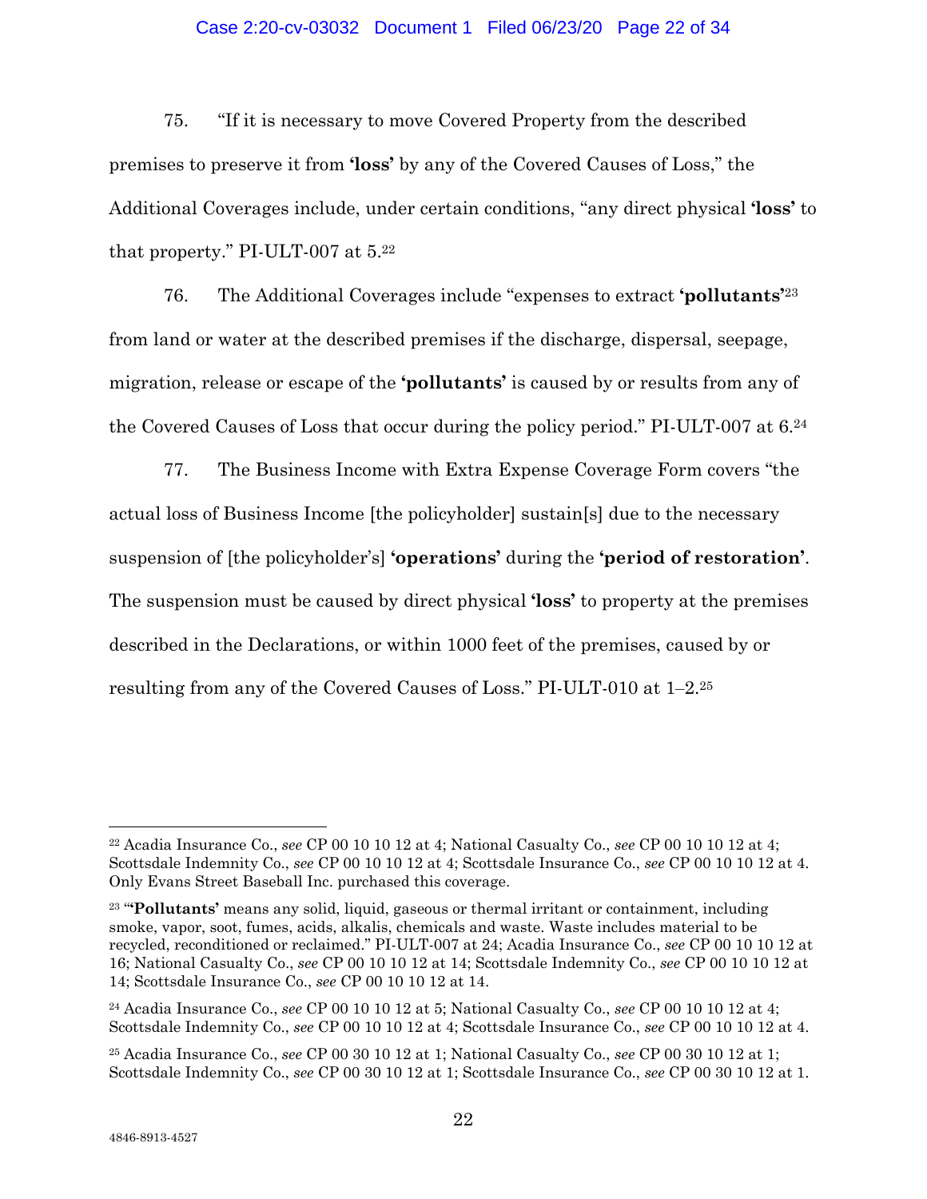75. "If it is necessary to move Covered Property from the described premises to preserve it from **'loss'** by any of the Covered Causes of Loss," the Additional Coverages include, under certain conditions, "any direct physical **'loss'** to that property." PI-ULT-007 at 5.[22]

76. The Additional Coverages include "expenses to extract **'pollutants'**[23] from land or water at the described premises if the discharge, dispersal, seepage, migration, release or escape of the **'pollutants'** is caused by or results from any of the Covered Causes of Loss that occur during the policy period." PI-ULT-007 at 6.[24]

77. The Business Income with Extra Expense Coverage Form covers "the actual loss of Business Income [the policyholder] sustain[s] due to the necessary suspension of [the policyholder's] **'operations'** during the **'period of restoration'**. The suspension must be caused by direct physical **'loss'** to property at the premises described in the Declarations, or within 1000 feet of the premises, caused by or resulting from any of the Covered Causes of Loss." PI-ULT-010 at 1–2.[25]

---

[22] Acadia Insurance Co., *see* CP 00 10 10 12 at 4; National Casualty Co., *see* CP 00 10 10 12 at 4; Scottsdale Indemnity Co., *see* CP 00 10 10 12 at 4; Scottsdale Insurance Co., *see* CP 00 10 10 12 at 4. Only Evans Street Baseball Inc. purchased this coverage.

[23] "**'Pollutants'** means any solid, liquid, gaseous or thermal irritant or containment, including smoke, vapor, soot, fumes, acids, alkalis, chemicals and waste. Waste includes material to be recycled, reconditioned or reclaimed." PI-ULT-007 at 24; Acadia Insurance Co., *see* CP 00 10 10 12 at 16; National Casualty Co., *see* CP 00 10 10 12 at 14; Scottsdale Indemnity Co., *see* CP 00 10 10 12 at 14; Scottsdale Insurance Co., *see* CP 00 10 10 12 at 14.

[24] Acadia Insurance Co., *see* CP 00 10 10 12 at 5; National Casualty Co., *see* CP 00 10 10 12 at 4; Scottsdale Indemnity Co., *see* CP 00 10 10 12 at 4; Scottsdale Insurance Co., *see* CP 00 10 10 12 at 4.

[25] Acadia Insurance Co., *see* CP 00 30 10 12 at 1; National Casualty Co., *see* CP 00 30 10 12 at 1; Scottsdale Indemnity Co., *see* CP 00 30 10 12 at 1; Scottsdale Insurance Co., *see* CP 00 30 10 12 at 1.

4846-8913-4527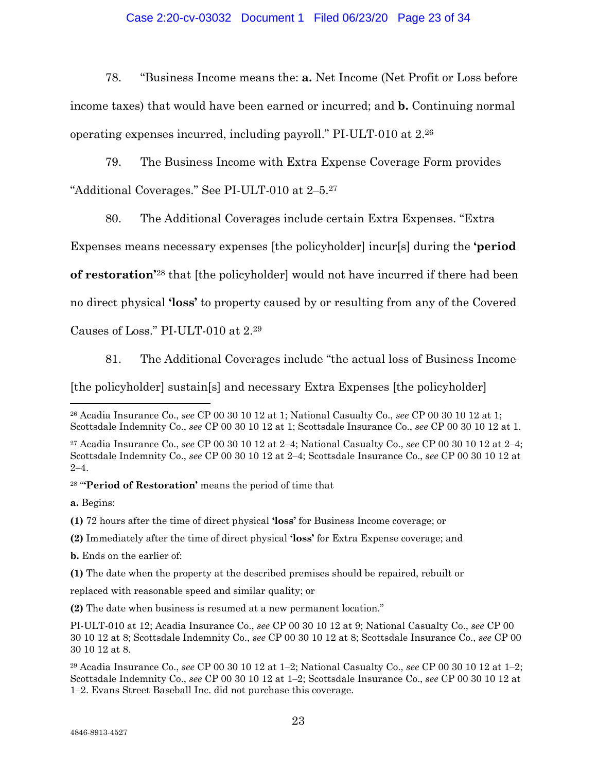78. "Business Income means the: **a.** Net Income (Net Profit or Loss before income taxes) that would have been earned or incurred; and **b.** Continuing normal operating expenses incurred, including payroll." PI-ULT-010 at 2.[26]

79. The Business Income with Extra Expense Coverage Form provides "Additional Coverages." See PI-ULT-010 at 2–5.[27]

80. The Additional Coverages include certain Extra Expenses. "Extra Expenses means necessary expenses [the policyholder] incur[s] during the **'period of restoration'**[28] that [the policyholder] would not have incurred if there had been no direct physical **'loss'** to property caused by or resulting from any of the Covered Causes of Loss." PI-ULT-010 at 2.[29]

81. The Additional Coverages include "the actual loss of Business Income [the policyholder] sustain[s] and necessary Extra Expenses [the policyholder]

---

[26] Acadia Insurance Co., *see* CP 00 30 10 12 at 1; National Casualty Co., *see* CP 00 30 10 12 at 1; Scottsdale Indemnity Co., *see* CP 00 30 10 12 at 1; Scottsdale Insurance Co., *see* CP 00 30 10 12 at 1.

[27] Acadia Insurance Co., *see* CP 00 30 10 12 at 2–4; National Casualty Co., *see* CP 00 30 10 12 at 2–4; Scottsdale Indemnity Co., *see* CP 00 30 10 12 at 2–4; Scottsdale Insurance Co., *see* CP 00 30 10 12 at 2–4.

[28] "**'Period of Restoration'** means the period of time that

**a.** Begins:

**(1)** 72 hours after the time of direct physical **'loss'** for Business Income coverage; or

**(2)** Immediately after the time of direct physical **'loss'** for Extra Expense coverage; and

**b.** Ends on the earlier of:

**(1)** The date when the property at the described premises should be repaired, rebuilt or replaced with reasonable speed and similar quality; or

**(2)** The date when business is resumed at a new permanent location."

PI-ULT-010 at 12; Acadia Insurance Co., *see* CP 00 30 10 12 at 9; National Casualty Co., *see* CP 00 30 10 12 at 8; Scottsdale Indemnity Co., *see* CP 00 30 10 12 at 8; Scottsdale Insurance Co., *see* CP 00 30 10 12 at 8.

[29] Acadia Insurance Co., *see* CP 00 30 10 12 at 1–2; National Casualty Co., *see* CP 00 30 10 12 at 1–2; Scottsdale Indemnity Co., *see* CP 00 30 10 12 at 1–2; Scottsdale Insurance Co., *see* CP 00 30 10 12 at 1–2. Evans Street Baseball Inc. did not purchase this coverage.

4846-8913-4527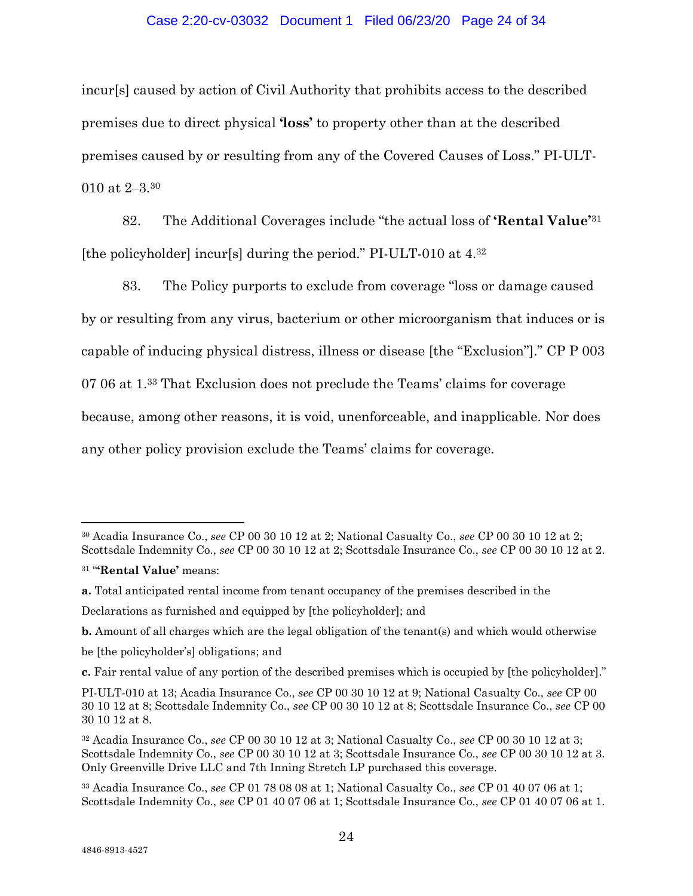incur[s] caused by action of Civil Authority that prohibits access to the described premises due to direct physical **'loss'** to property other than at the described premises caused by or resulting from any of the Covered Causes of Loss." PI-ULT-010 at 2–3.[30]

82. The Additional Coverages include "the actual loss of **'Rental Value'**[31] [the policyholder] incur[s] during the period." PI-ULT-010 at 4.[32]

83. The Policy purports to exclude from coverage "loss or damage caused by or resulting from any virus, bacterium or other microorganism that induces or is capable of inducing physical distress, illness or disease [the "Exclusion"]." CP P 003 07 06 at 1.[33] That Exclusion does not preclude the Teams' claims for coverage because, among other reasons, it is void, unenforceable, and inapplicable. Nor does any other policy provision exclude the Teams' claims for coverage.

---

[30] Acadia Insurance Co., *see* CP 00 30 10 12 at 2; National Casualty Co., *see* CP 00 30 10 12 at 2; Scottsdale Indemnity Co., *see* CP 00 30 10 12 at 2; Scottsdale Insurance Co., *see* CP 00 30 10 12 at 2.

[31] "**'Rental Value'** means:

**a.** Total anticipated rental income from tenant occupancy of the premises described in the Declarations as furnished and equipped by [the policyholder]; and

**b.** Amount of all charges which are the legal obligation of the tenant(s) and which would otherwise be [the policyholder's] obligations; and

**c.** Fair rental value of any portion of the described premises which is occupied by [the policyholder]."

PI-ULT-010 at 13; Acadia Insurance Co., *see* CP 00 30 10 12 at 9; National Casualty Co., *see* CP 00 30 10 12 at 8; Scottsdale Indemnity Co., *see* CP 00 30 10 12 at 8; Scottsdale Insurance Co., *see* CP 00 30 10 12 at 8.

[32] Acadia Insurance Co., *see* CP 00 30 10 12 at 3; National Casualty Co., *see* CP 00 30 10 12 at 3; Scottsdale Indemnity Co., *see* CP 00 30 10 12 at 3; Scottsdale Insurance Co., *see* CP 00 30 10 12 at 3. Only Greenville Drive LLC and 7th Inning Stretch LP purchased this coverage.

[33] Acadia Insurance Co., *see* CP 01 78 08 08 at 1; National Casualty Co., *see* CP 01 40 07 06 at 1; Scottsdale Indemnity Co., *see* CP 01 40 07 06 at 1; Scottsdale Insurance Co., *see* CP 01 40 07 06 at 1.

4846-8913-4527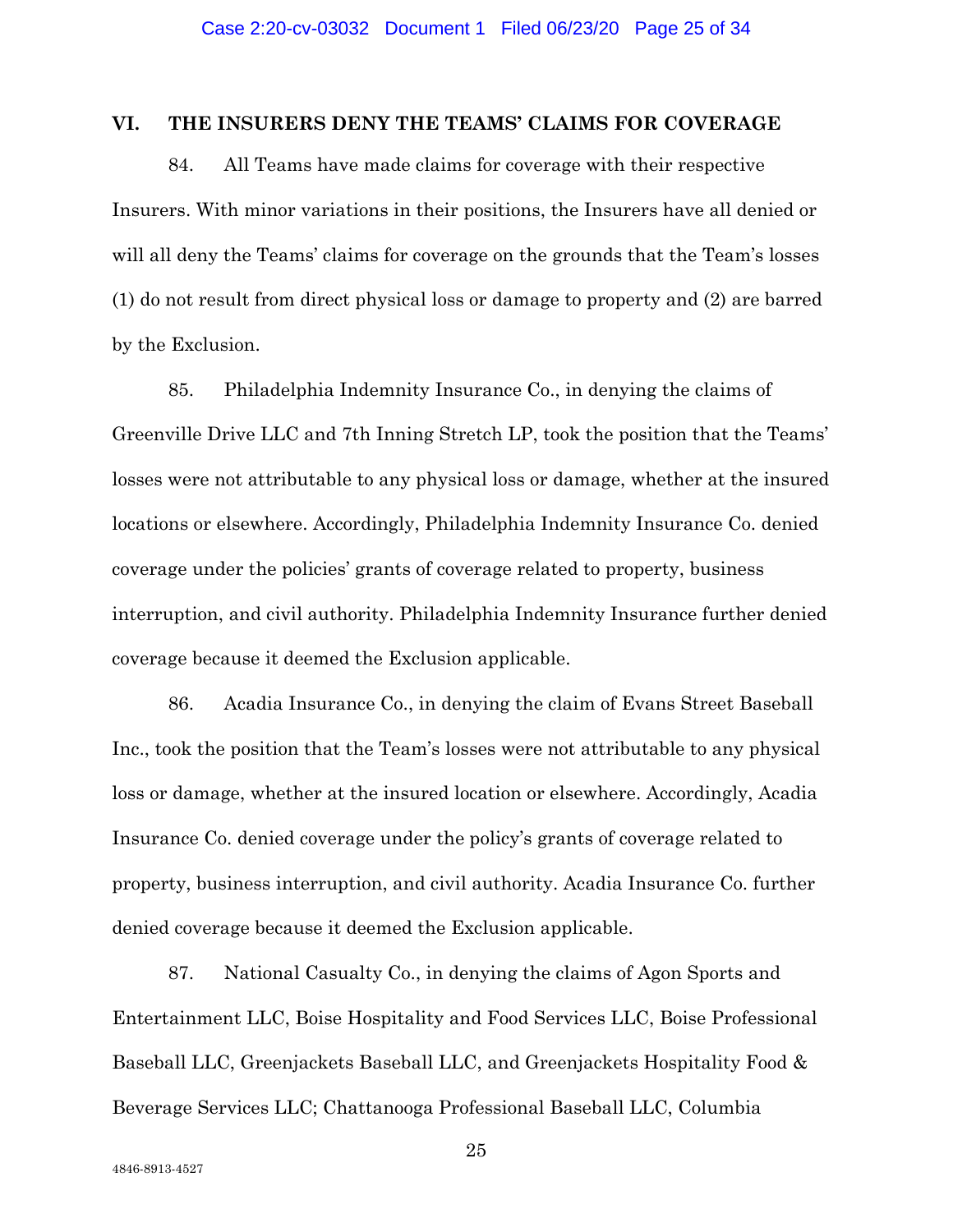## VI. THE INSURERS DENY THE TEAMS' CLAIMS FOR COVERAGE

84. All Teams have made claims for coverage with their respective Insurers. With minor variations in their positions, the Insurers have all denied or will all deny the Teams' claims for coverage on the grounds that the Team's losses (1) do not result from direct physical loss or damage to property and (2) are barred by the Exclusion.

85. Philadelphia Indemnity Insurance Co., in denying the claims of Greenville Drive LLC and 7th Inning Stretch LP, took the position that the Teams' losses were not attributable to any physical loss or damage, whether at the insured locations or elsewhere. Accordingly, Philadelphia Indemnity Insurance Co. denied coverage under the policies' grants of coverage related to property, business interruption, and civil authority. Philadelphia Indemnity Insurance further denied coverage because it deemed the Exclusion applicable.

86. Acadia Insurance Co., in denying the claim of Evans Street Baseball Inc., took the position that the Team's losses were not attributable to any physical loss or damage, whether at the insured location or elsewhere. Accordingly, Acadia Insurance Co. denied coverage under the policy's grants of coverage related to property, business interruption, and civil authority. Acadia Insurance Co. further denied coverage because it deemed the Exclusion applicable.

87. National Casualty Co., in denying the claims of Agon Sports and Entertainment LLC, Boise Hospitality and Food Services LLC, Boise Professional Baseball LLC, Greenjackets Baseball LLC, and Greenjackets Hospitality Food & Beverage Services LLC; Chattanooga Professional Baseball LLC, Columbia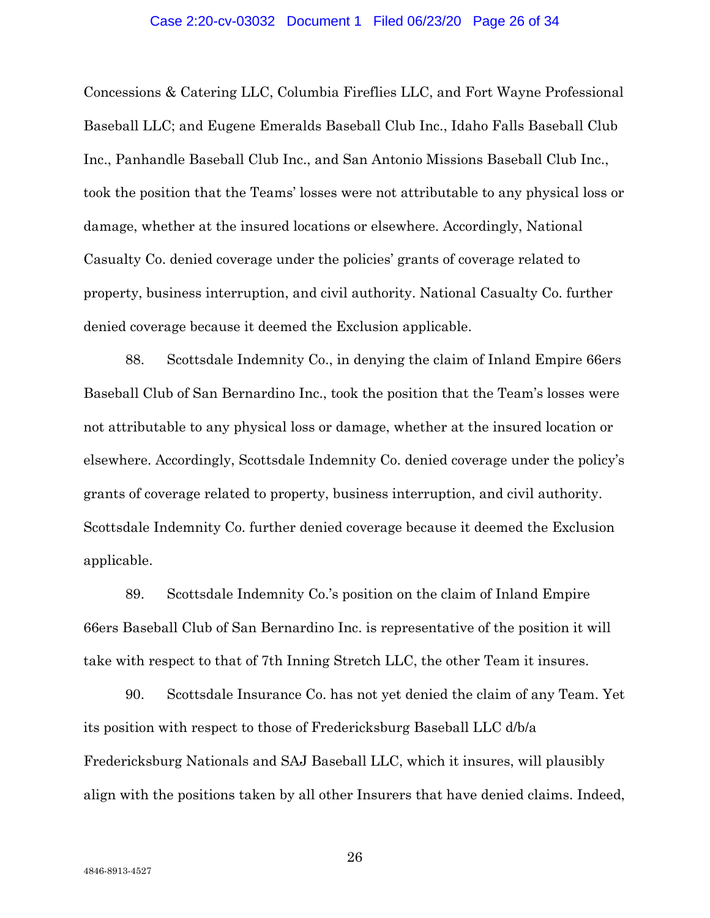Concessions & Catering LLC, Columbia Fireflies LLC, and Fort Wayne Professional Baseball LLC; and Eugene Emeralds Baseball Club Inc., Idaho Falls Baseball Club Inc., Panhandle Baseball Club Inc., and San Antonio Missions Baseball Club Inc., took the position that the Teams' losses were not attributable to any physical loss or damage, whether at the insured locations or elsewhere. Accordingly, National Casualty Co. denied coverage under the policies' grants of coverage related to property, business interruption, and civil authority. National Casualty Co. further denied coverage because it deemed the Exclusion applicable.

88. Scottsdale Indemnity Co., in denying the claim of Inland Empire 66ers Baseball Club of San Bernardino Inc., took the position that the Team's losses were not attributable to any physical loss or damage, whether at the insured location or elsewhere. Accordingly, Scottsdale Indemnity Co. denied coverage under the policy's grants of coverage related to property, business interruption, and civil authority. Scottsdale Indemnity Co. further denied coverage because it deemed the Exclusion applicable.

89. Scottsdale Indemnity Co.'s position on the claim of Inland Empire 66ers Baseball Club of San Bernardino Inc. is representative of the position it will take with respect to that of 7th Inning Stretch LLC, the other Team it insures.

90. Scottsdale Insurance Co. has not yet denied the claim of any Team. Yet its position with respect to those of Fredericksburg Baseball LLC d/b/a Fredericksburg Nationals and SAJ Baseball LLC, which it insures, will plausibly align with the positions taken by all other Insurers that have denied claims. Indeed,

4846-8913-4527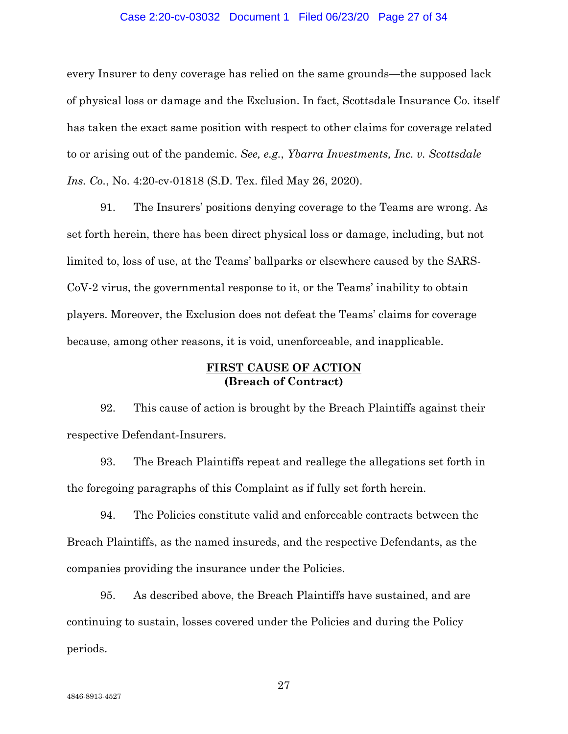every Insurer to deny coverage has relied on the same grounds—the supposed lack of physical loss or damage and the Exclusion. In fact, Scottsdale Insurance Co. itself has taken the exact same position with respect to other claims for coverage related to or arising out of the pandemic. *See, e.g.*, *Ybarra Investments, Inc. v. Scottsdale Ins. Co.*, No. 4:20-cv-01818 (S.D. Tex. filed May 26, 2020).

91. The Insurers' positions denying coverage to the Teams are wrong. As set forth herein, there has been direct physical loss or damage, including, but not limited to, loss of use, at the Teams' ballparks or elsewhere caused by the SARS-CoV-2 virus, the governmental response to it, or the Teams' inability to obtain players. Moreover, the Exclusion does not defeat the Teams' claims for coverage because, among other reasons, it is void, unenforceable, and inapplicable.

**<u>FIRST CAUSE OF ACTION</u>**
**(Breach of Contract)**

92. This cause of action is brought by the Breach Plaintiffs against their respective Defendant-Insurers.

93. The Breach Plaintiffs repeat and reallege the allegations set forth in the foregoing paragraphs of this Complaint as if fully set forth herein.

94. The Policies constitute valid and enforceable contracts between the Breach Plaintiffs, as the named insureds, and the respective Defendants, as the companies providing the insurance under the Policies.

95. As described above, the Breach Plaintiffs have sustained, and are continuing to sustain, losses covered under the Policies and during the Policy periods.

4846-8913-4527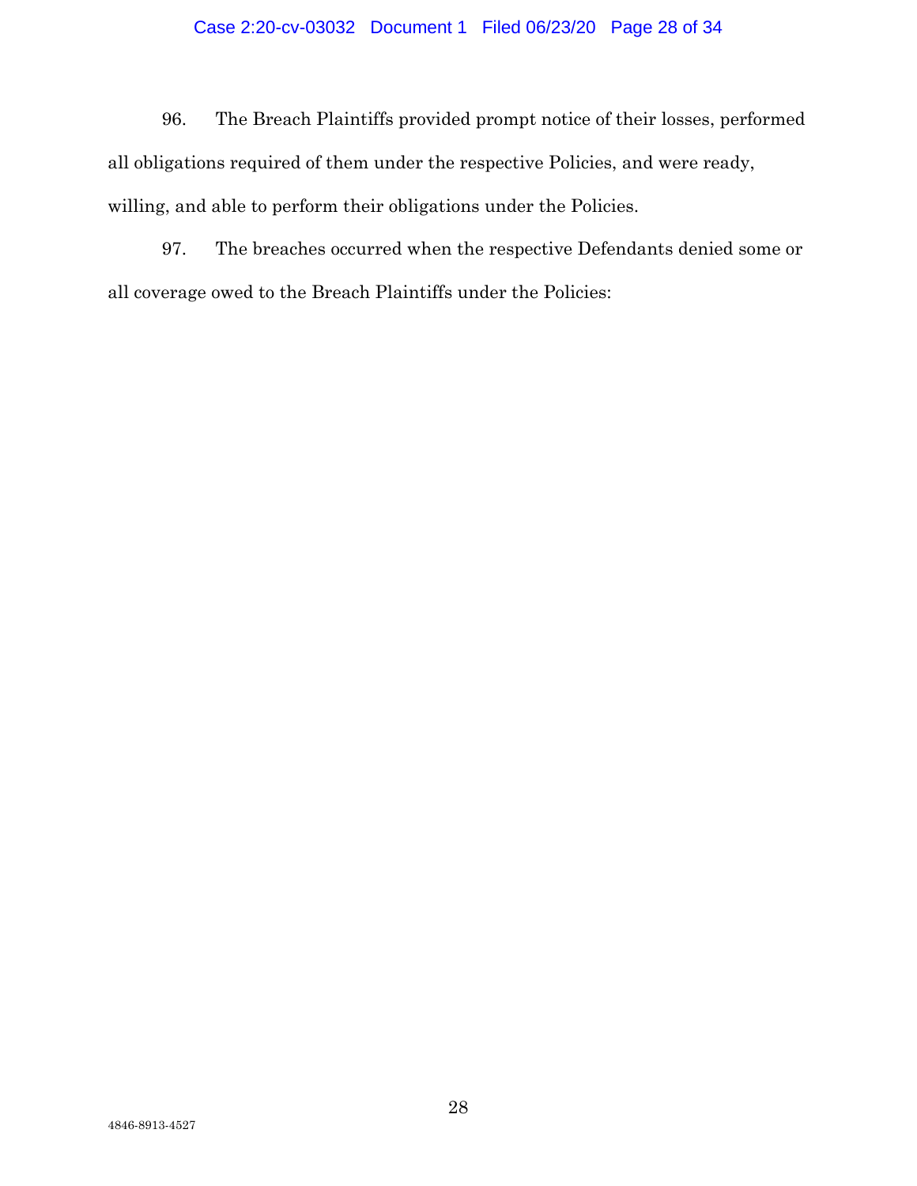96. The Breach Plaintiffs provided prompt notice of their losses, performed all obligations required of them under the respective Policies, and were ready, willing, and able to perform their obligations under the Policies.

97. The breaches occurred when the respective Defendants denied some or all coverage owed to the Breach Plaintiffs under the Policies:

4846-8913-4527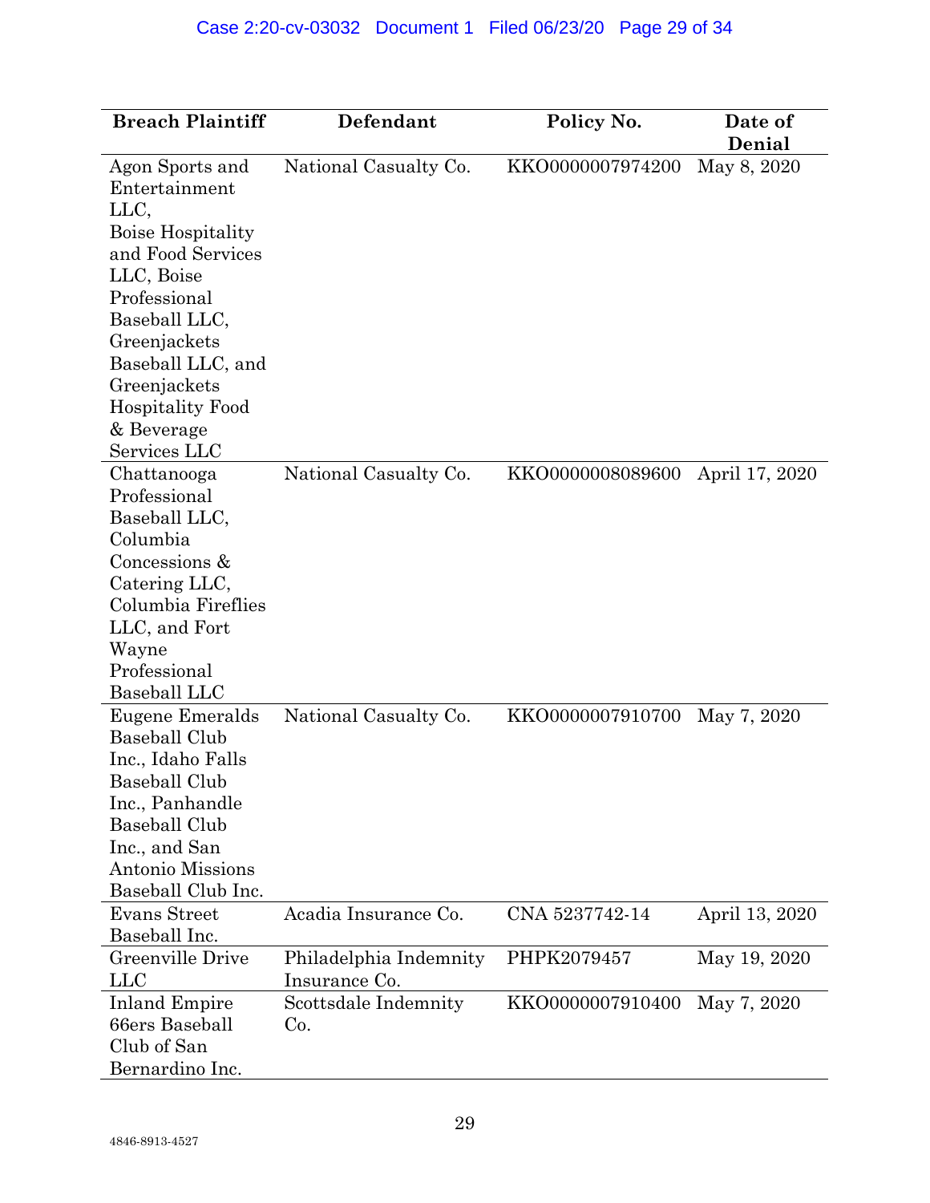| Breach Plaintiff | Defendant | Policy No. | Date of Denial |
|---|---|---|---|
| Agon Sports and Entertainment LLC, Boise Hospitality and Food Services LLC, Boise Professional Baseball LLC, Greenjackets Baseball LLC, and Greenjackets Hospitality Food & Beverage Services LLC | National Casualty Co. | KKO0000007974200 | May 8, 2020 |
| Chattanooga Professional Baseball LLC, Columbia Concessions & Catering LLC, Columbia Fireflies LLC, and Fort Wayne Professional Baseball LLC | National Casualty Co. | KKO0000008089600 | April 17, 2020 |
| Eugene Emeralds Baseball Club Inc., Idaho Falls Baseball Club Inc., Panhandle Baseball Club Inc., and San Antonio Missions Baseball Club Inc. | National Casualty Co. | KKO0000007910700 | May 7, 2020 |
| Evans Street Baseball Inc. | Acadia Insurance Co. | CNA 5237742-14 | April 13, 2020 |
| Greenville Drive LLC | Philadelphia Indemnity Insurance Co. | PHPK2079457 | May 19, 2020 |
| Inland Empire 66ers Baseball Club of San Bernardino Inc. | Scottsdale Indemnity Co. | KKO0000007910400 | May 7, 2020 |

4846-8913-4527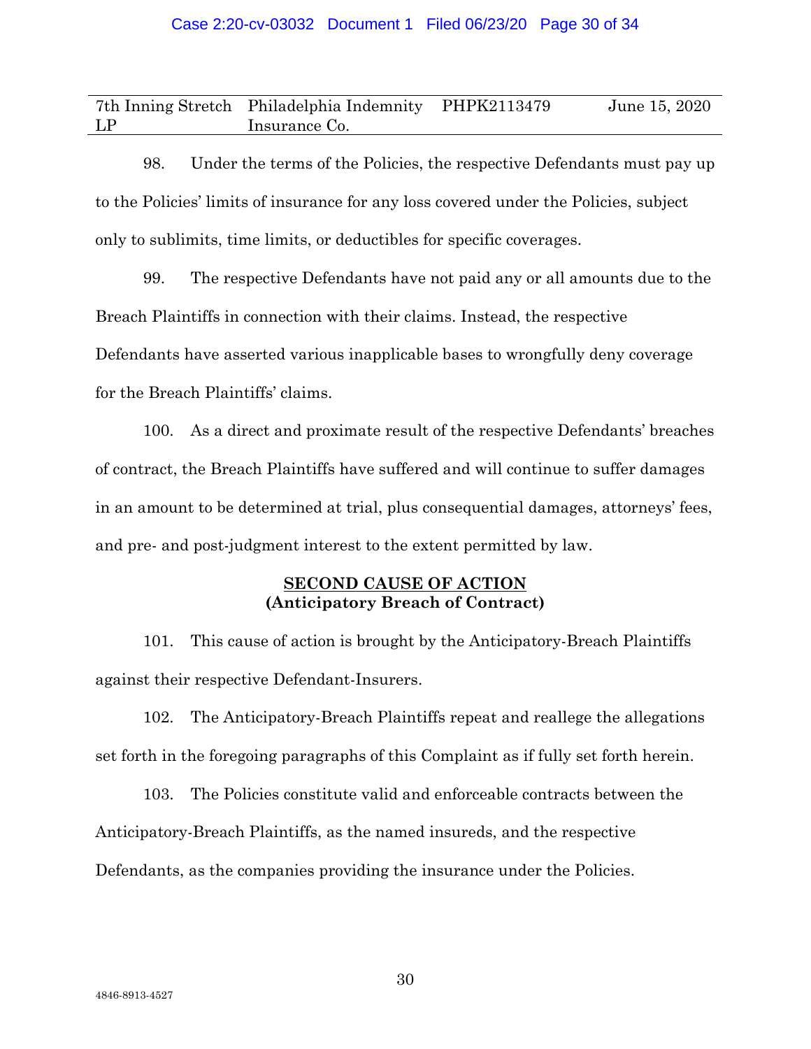| 7th Inning Stretch LP | Philadelphia Indemnity Insurance Co. | PHPK2113479 | June 15, 2020 |
|---|---|---|---|

98. Under the terms of the Policies, the respective Defendants must pay up to the Policies' limits of insurance for any loss covered under the Policies, subject only to sublimits, time limits, or deductibles for specific coverages.

99. The respective Defendants have not paid any or all amounts due to the Breach Plaintiffs in connection with their claims. Instead, the respective Defendants have asserted various inapplicable bases to wrongfully deny coverage for the Breach Plaintiffs' claims.

100. As a direct and proximate result of the respective Defendants' breaches of contract, the Breach Plaintiffs have suffered and will continue to suffer damages in an amount to be determined at trial, plus consequential damages, attorneys' fees, and pre- and post-judgment interest to the extent permitted by law.

## SECOND CAUSE OF ACTION
**(Anticipatory Breach of Contract)**

101. This cause of action is brought by the Anticipatory-Breach Plaintiffs against their respective Defendant-Insurers.

102. The Anticipatory-Breach Plaintiffs repeat and reallege the allegations set forth in the foregoing paragraphs of this Complaint as if fully set forth herein.

103. The Policies constitute valid and enforceable contracts between the Anticipatory-Breach Plaintiffs, as the named insureds, and the respective Defendants, as the companies providing the insurance under the Policies.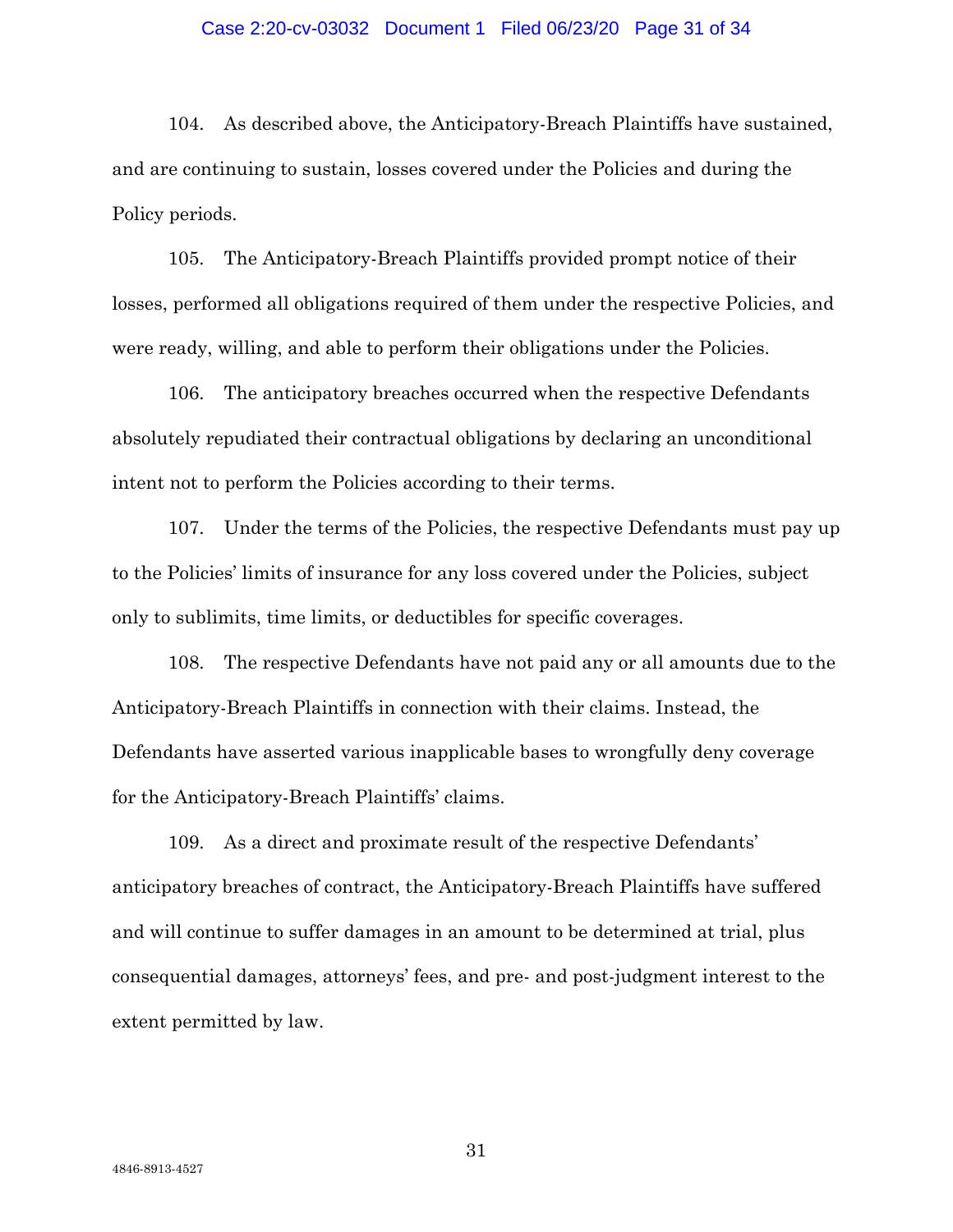104. As described above, the Anticipatory-Breach Plaintiffs have sustained, and are continuing to sustain, losses covered under the Policies and during the Policy periods.

105. The Anticipatory-Breach Plaintiffs provided prompt notice of their losses, performed all obligations required of them under the respective Policies, and were ready, willing, and able to perform their obligations under the Policies.

106. The anticipatory breaches occurred when the respective Defendants absolutely repudiated their contractual obligations by declaring an unconditional intent not to perform the Policies according to their terms.

107. Under the terms of the Policies, the respective Defendants must pay up to the Policies' limits of insurance for any loss covered under the Policies, subject only to sublimits, time limits, or deductibles for specific coverages.

108. The respective Defendants have not paid any or all amounts due to the Anticipatory-Breach Plaintiffs in connection with their claims. Instead, the Defendants have asserted various inapplicable bases to wrongfully deny coverage for the Anticipatory-Breach Plaintiffs' claims.

109. As a direct and proximate result of the respective Defendants' anticipatory breaches of contract, the Anticipatory-Breach Plaintiffs have suffered and will continue to suffer damages in an amount to be determined at trial, plus consequential damages, attorneys' fees, and pre- and post-judgment interest to the extent permitted by law.

4846-8913-4527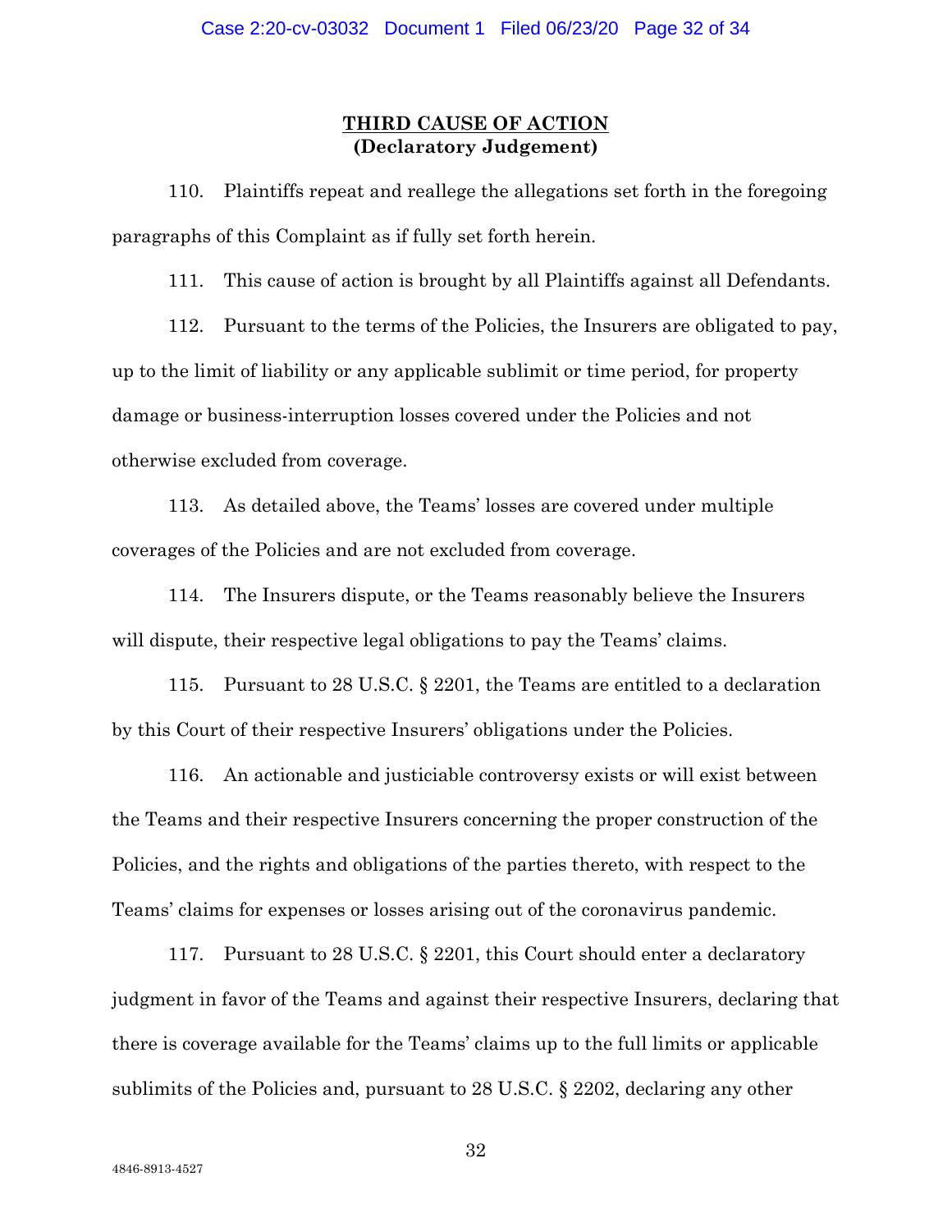## THIRD CAUSE OF ACTION
**(Declaratory Judgement)**

110. Plaintiffs repeat and reallege the allegations set forth in the foregoing paragraphs of this Complaint as if fully set forth herein.

111. This cause of action is brought by all Plaintiffs against all Defendants.

112. Pursuant to the terms of the Policies, the Insurers are obligated to pay, up to the limit of liability or any applicable sublimit or time period, for property damage or business-interruption losses covered under the Policies and not otherwise excluded from coverage.

113. As detailed above, the Teams' losses are covered under multiple coverages of the Policies and are not excluded from coverage.

114. The Insurers dispute, or the Teams reasonably believe the Insurers will dispute, their respective legal obligations to pay the Teams' claims.

115. Pursuant to 28 U.S.C. § 2201, the Teams are entitled to a declaration by this Court of their respective Insurers' obligations under the Policies.

116. An actionable and justiciable controversy exists or will exist between the Teams and their respective Insurers concerning the proper construction of the Policies, and the rights and obligations of the parties thereto, with respect to the Teams' claims for expenses or losses arising out of the coronavirus pandemic.

117. Pursuant to 28 U.S.C. § 2201, this Court should enter a declaratory judgment in favor of the Teams and against their respective Insurers, declaring that there is coverage available for the Teams' claims up to the full limits or applicable sublimits of the Policies and, pursuant to 28 U.S.C. § 2202, declaring any other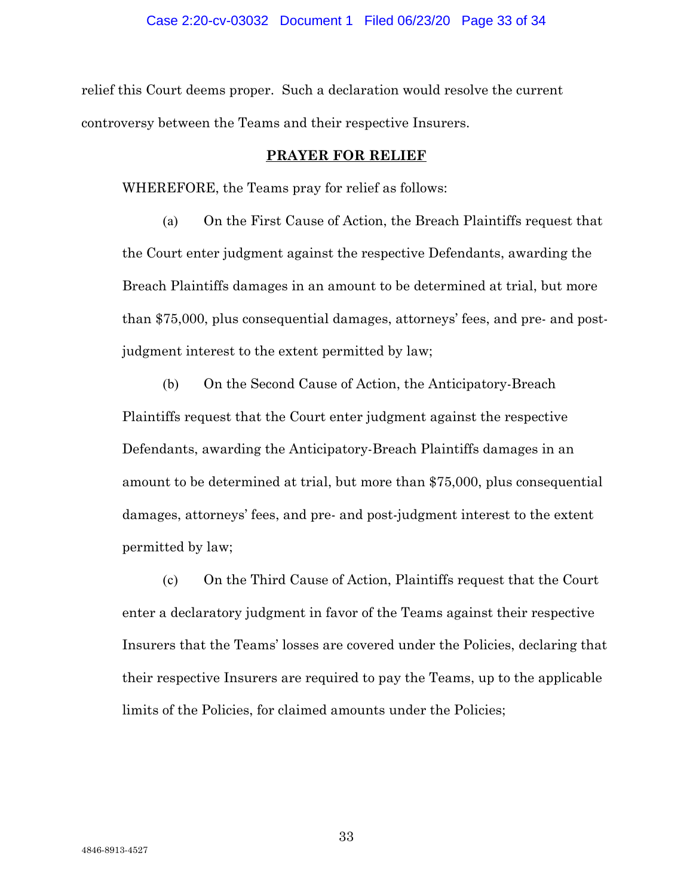relief this Court deems proper. Such a declaration would resolve the current controversy between the Teams and their respective Insurers.

**PRAYER FOR RELIEF**

WHEREFORE, the Teams pray for relief as follows:

(a) On the First Cause of Action, the Breach Plaintiffs request that the Court enter judgment against the respective Defendants, awarding the Breach Plaintiffs damages in an amount to be determined at trial, but more than $75,000, plus consequential damages, attorneys' fees, and pre- and post-judgment interest to the extent permitted by law;

(b) On the Second Cause of Action, the Anticipatory-Breach Plaintiffs request that the Court enter judgment against the respective Defendants, awarding the Anticipatory-Breach Plaintiffs damages in an amount to be determined at trial, but more than $75,000, plus consequential damages, attorneys' fees, and pre- and post-judgment interest to the extent permitted by law;

(c) On the Third Cause of Action, Plaintiffs request that the Court enter a declaratory judgment in favor of the Teams against their respective Insurers that the Teams' losses are covered under the Policies, declaring that their respective Insurers are required to pay the Teams, up to the applicable limits of the Policies, for claimed amounts under the Policies;

4846-8913-4527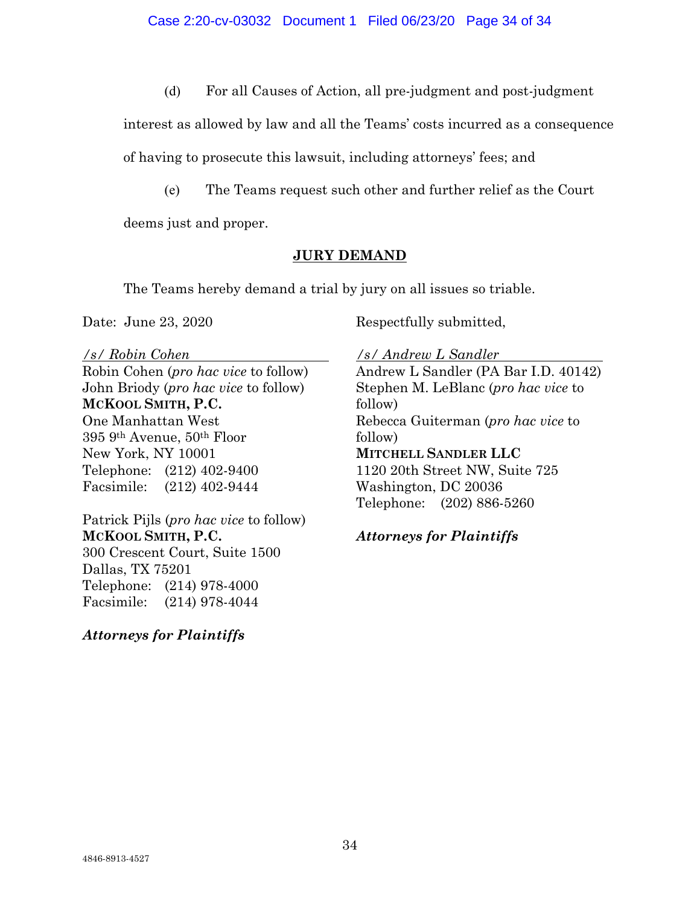(d) For all Causes of Action, all pre-judgment and post-judgment interest as allowed by law and all the Teams' costs incurred as a consequence of having to prosecute this lawsuit, including attorneys' fees; and

(e) The Teams request such other and further relief as the Court deems just and proper.

## JURY DEMAND

The Teams hereby demand a trial by jury on all issues so triable.

Date: June 23, 2020

Respectfully submitted,

*/s/ Robin Cohen*
Robin Cohen (*pro hac vice* to follow)
John Briody (*pro hac vice* to follow)
**MCKOOL SMITH, P.C.**
One Manhattan West
395 9th Avenue, 50th Floor
New York, NY 10001
Telephone: (212) 402-9400
Facsimile: (212) 402-9444

Patrick Pijls (*pro hac vice* to follow)
**MCKOOL SMITH, P.C.**
300 Crescent Court, Suite 1500
Dallas, TX 75201
Telephone: (214) 978-4000
Facsimile: (214) 978-4044

***Attorneys for Plaintiffs***

*/s/ Andrew L Sandler*
Andrew L Sandler (PA Bar I.D. 40142)
Stephen M. LeBlanc (*pro hac vice* to follow)
Rebecca Guiterman (*pro hac vice* to follow)
**MITCHELL SANDLER LLC**
1120 20th Street NW, Suite 725
Washington, DC 20036
Telephone: (202) 886-5260

***Attorneys for Plaintiffs***

4846-8913-4527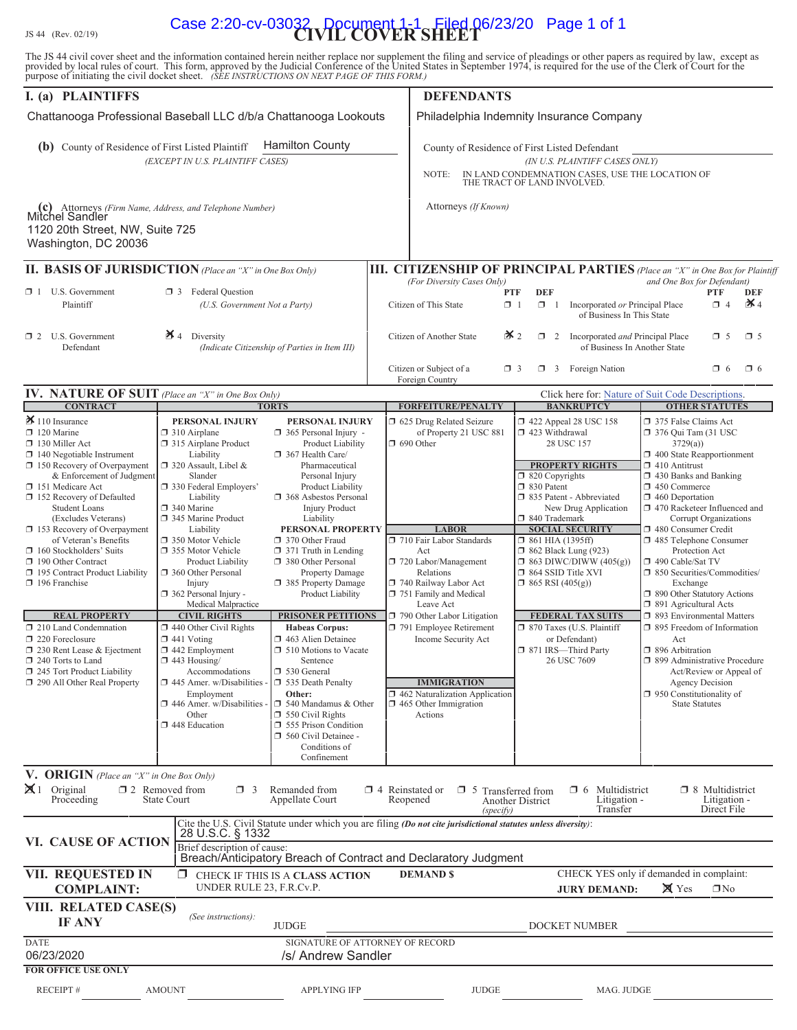JS 44 (Rev. 02/19)

# CIVIL COVER SHEET

The JS 44 civil cover sheet and the information contained herein neither replace nor supplement the filing and service of pleadings or other papers as required by law, except as provided by local rules of court. This form, approved by the Judicial Conference of the United States in September 1974, is required for the use of the Clerk of Court for the purpose of initiating the civil docket sheet. *(SEE INSTRUCTIONS ON NEXT PAGE OF THIS FORM.)*

## I. (a) PLAINTIFFS

Chattanooga Professional Baseball LLC d/b/a Chattanooga Lookouts

**(b)** County of Residence of First Listed Plaintiff: Hamilton County
*(EXCEPT IN U.S. PLAINTIFF CASES)*

**(c)** Attorneys *(Firm Name, Address, and Telephone Number)*
Mitchel Sandler
1120 20th Street, NW, Suite 725
Washington, DC 20036

## DEFENDANTS

Philadelphia Indemnity Insurance Company

County of Residence of First Listed Defendant
*(IN U.S. PLAINTIFF CASES ONLY)*

NOTE: IN LAND CONDEMNATION CASES, USE THE LOCATION OF THE TRACT OF LAND INVOLVED.

Attorneys *(If Known)*

## II. BASIS OF JURISDICTION *(Place an "X" in One Box Only)*

- ☐ 1 U.S. Government Plaintiff
- ☐ 3 Federal Question (U.S. Government Not a Party)
- ☐ 2 U.S. Government Defendant
- ☒ 4 Diversity (Indicate Citizenship of Parties in Item III)

## III. CITIZENSHIP OF PRINCIPAL PARTIES *(Place an "X" in One Box for Plaintiff and One Box for Defendant)*
*(For Diversity Cases Only)*

| | PTF | DEF | | PTF | DEF |
|---|---|---|---|---|---|
| Citizen of This State | ☐ 1 | ☐ 1 | Incorporated *or* Principal Place of Business In This State | ☐ 4 | ☒ 4 |
| Citizen of Another State | ☒ 2 | ☐ 2 | Incorporated *and* Principal Place of Business In Another State | ☐ 5 | ☐ 5 |
| Citizen or Subject of a Foreign Country | ☐ 3 | ☐ 3 | Foreign Nation | ☐ 6 | ☐ 6 |

## IV. NATURE OF SUIT *(Place an "X" in One Box Only)*

Click here for: Nature of Suit Code Descriptions.

**CONTRACT**
- ☒ 110 Insurance
- ☐ 120 Marine
- ☐ 130 Miller Act
- ☐ 140 Negotiable Instrument
- ☐ 150 Recovery of Overpayment & Enforcement of Judgment
- ☐ 151 Medicare Act
- ☐ 152 Recovery of Defaulted Student Loans (Excludes Veterans)
- ☐ 153 Recovery of Overpayment of Veteran's Benefits
- ☐ 160 Stockholders' Suits
- ☐ 190 Other Contract
- ☐ 195 Contract Product Liability
- ☐ 196 Franchise

**REAL PROPERTY**
- ☐ 210 Land Condemnation
- ☐ 220 Foreclosure
- ☐ 230 Rent Lease & Ejectment
- ☐ 240 Torts to Land
- ☐ 245 Tort Product Liability
- ☐ 290 All Other Real Property

**TORTS**

PERSONAL INJURY
- ☐ 310 Airplane
- ☐ 315 Airplane Product Liability
- ☐ 320 Assault, Libel & Slander
- ☐ 330 Federal Employers' Liability
- ☐ 340 Marine
- ☐ 345 Marine Product Liability
- ☐ 350 Motor Vehicle
- ☐ 355 Motor Vehicle Product Liability
- ☐ 360 Other Personal Injury
- ☐ 362 Personal Injury - Medical Malpractice

PERSONAL INJURY
- ☐ 365 Personal Injury - Product Liability
- ☐ 367 Health Care/ Pharmaceutical Personal Injury Product Liability
- ☐ 368 Asbestos Personal Injury Product Liability

PERSONAL PROPERTY
- ☐ 370 Other Fraud
- ☐ 371 Truth in Lending
- ☐ 380 Other Personal Property Damage
- ☐ 385 Property Damage Product Liability

**CIVIL RIGHTS**
- ☐ 440 Other Civil Rights
- ☐ 441 Voting
- ☐ 442 Employment
- ☐ 443 Housing/ Accommodations
- ☐ 445 Amer. w/Disabilities - Employment
- ☐ 446 Amer. w/Disabilities - Other
- ☐ 448 Education

**PRISONER PETITIONS**

Habeas Corpus:
- ☐ 463 Alien Detainee
- ☐ 510 Motions to Vacate Sentence
- ☐ 530 General
- ☐ 535 Death Penalty

Other:
- ☐ 540 Mandamus & Other
- ☐ 550 Civil Rights
- ☐ 555 Prison Condition
- ☐ 560 Civil Detainee - Conditions of Confinement

**FORFEITURE/PENALTY**
- ☐ 625 Drug Related Seizure of Property 21 USC 881
- ☐ 690 Other

**LABOR**
- ☐ 710 Fair Labor Standards Act
- ☐ 720 Labor/Management Relations
- ☐ 740 Railway Labor Act
- ☐ 751 Family and Medical Leave Act
- ☐ 790 Other Labor Litigation
- ☐ 791 Employee Retirement Income Security Act

**IMMIGRATION**
- ☐ 462 Naturalization Application
- ☐ 465 Other Immigration Actions

**BANKRUPTCY**
- ☐ 422 Appeal 28 USC 158
- ☐ 423 Withdrawal 28 USC 157

**PROPERTY RIGHTS**
- ☐ 820 Copyrights
- ☐ 830 Patent
- ☐ 835 Patent - Abbreviated New Drug Application
- ☐ 840 Trademark

**SOCIAL SECURITY**
- ☐ 861 HIA (1395ff)
- ☐ 862 Black Lung (923)
- ☐ 863 DIWC/DIWW (405(g))
- ☐ 864 SSID Title XVI
- ☐ 865 RSI (405(g))

**FEDERAL TAX SUITS**
- ☐ 870 Taxes (U.S. Plaintiff or Defendant)
- ☐ 871 IRS—Third Party 26 USC 7609

**OTHER STATUTES**
- ☐ 375 False Claims Act
- ☐ 376 Qui Tam (31 USC 3729(a))
- ☐ 400 State Reapportionment
- ☐ 410 Antitrust
- ☐ 430 Banks and Banking
- ☐ 450 Commerce
- ☐ 460 Deportation
- ☐ 470 Racketeer Influenced and Corrupt Organizations
- ☐ 480 Consumer Credit
- ☐ 485 Telephone Consumer Protection Act
- ☐ 490 Cable/Sat TV
- ☐ 850 Securities/Commodities/ Exchange
- ☐ 890 Other Statutory Actions
- ☐ 891 Agricultural Acts
- ☐ 893 Environmental Matters
- ☐ 895 Freedom of Information Act
- ☐ 896 Arbitration
- ☐ 899 Administrative Procedure Act/Review or Appeal of Agency Decision
- ☐ 950 Constitutionality of State Statutes

## V. ORIGIN *(Place an "X" in One Box Only)*

- ☒ 1 Original Proceeding
- ☐ 2 Removed from State Court
- ☐ 3 Remanded from Appellate Court
- ☐ 4 Reinstated or Reopened
- ☐ 5 Transferred from Another District *(specify)*
- ☐ 6 Multidistrict Litigation - Transfer
- ☐ 8 Multidistrict Litigation - Direct File

## VI. CAUSE OF ACTION

Cite the U.S. Civil Statute under which you are filing *(Do not cite jurisdictional statutes unless diversity)*:
28 U.S.C. § 1332

Brief description of cause:
Breach/Anticipatory Breach of Contract and Declaratory Judgment

## VII. REQUESTED IN COMPLAINT:

☐ CHECK IF THIS IS A CLASS ACTION UNDER RULE 23, F.R.Cv.P.

DEMAND $

CHECK YES only if demanded in complaint:
JURY DEMAND: ☒ Yes ☐ No

## VIII. RELATED CASE(S) IF ANY

*(See instructions):*

JUDGE | DOCKET NUMBER

DATE: 06/23/2020

SIGNATURE OF ATTORNEY OF RECORD: /s/ Andrew Sandler

**FOR OFFICE USE ONLY**

RECEIPT # | AMOUNT | APPLYING IFP | JUDGE | MAG. JUDGE